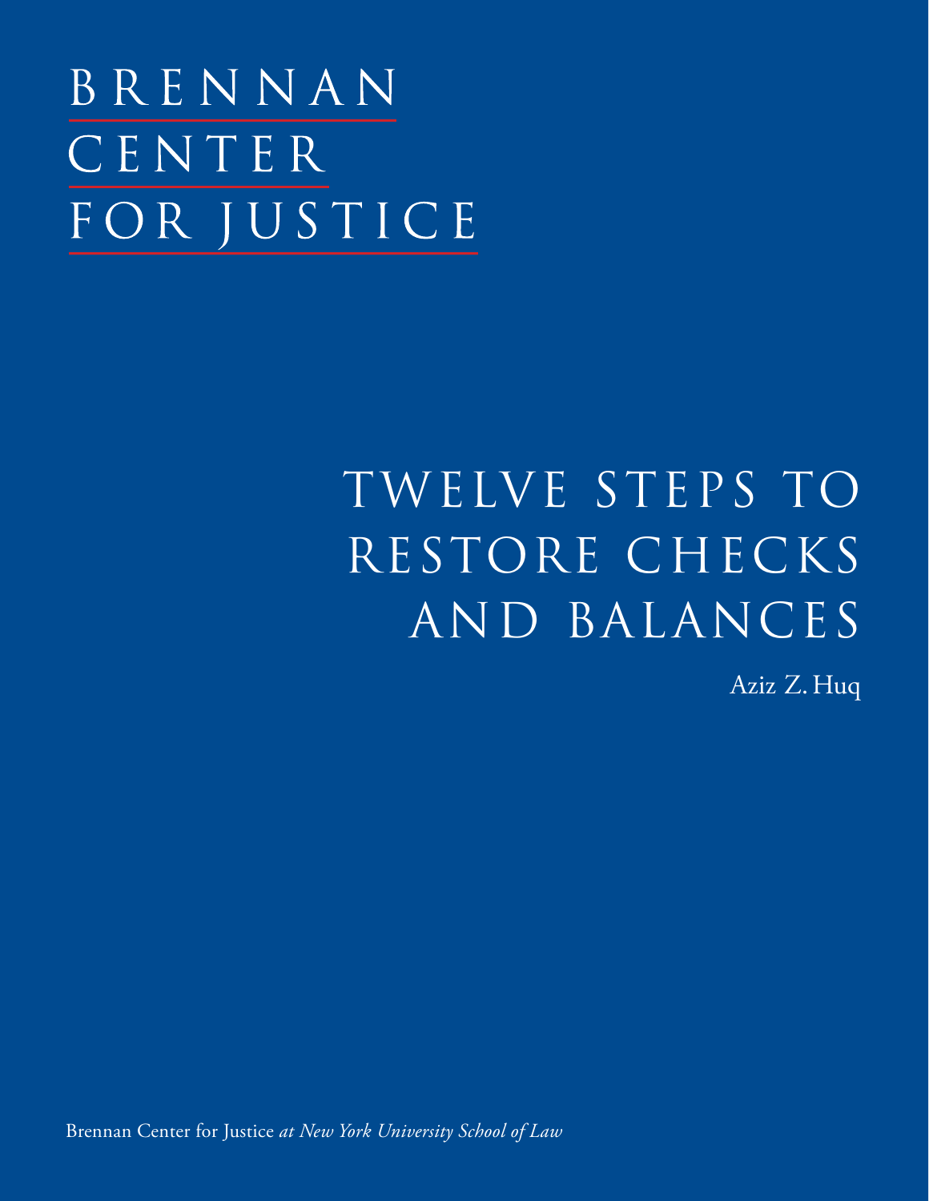BRENNAN
CENTER
FOR JUSTICE

# TWELVE STEPS TO RESTORE CHECKS AND BALANCES

Aziz Z. Huq

Brennan Center for Justice *at New York University School of Law*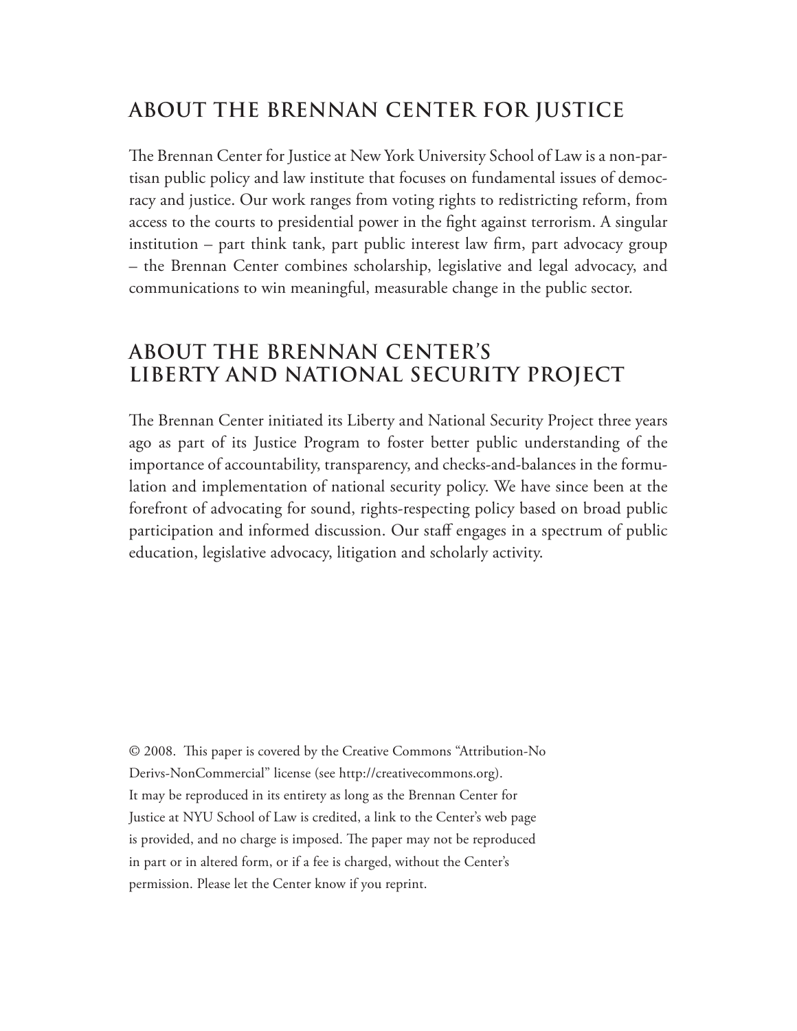## ABOUT THE BRENNAN CENTER FOR JUSTICE

The Brennan Center for Justice at New York University School of Law is a non-partisan public policy and law institute that focuses on fundamental issues of democracy and justice. Our work ranges from voting rights to redistricting reform, from access to the courts to presidential power in the fight against terrorism. A singular institution – part think tank, part public interest law firm, part advocacy group – the Brennan Center combines scholarship, legislative and legal advocacy, and communications to win meaningful, measurable change in the public sector.

## ABOUT THE BRENNAN CENTER'S LIBERTY AND NATIONAL SECURITY PROJECT

The Brennan Center initiated its Liberty and National Security Project three years ago as part of its Justice Program to foster better public understanding of the importance of accountability, transparency, and checks-and-balances in the formulation and implementation of national security policy. We have since been at the forefront of advocating for sound, rights-respecting policy based on broad public participation and informed discussion. Our staff engages in a spectrum of public education, legislative advocacy, litigation and scholarly activity.

© 2008. This paper is covered by the Creative Commons "Attribution-No Derivs-NonCommercial" license (see http://creativecommons.org). It may be reproduced in its entirety as long as the Brennan Center for Justice at NYU School of Law is credited, a link to the Center's web page is provided, and no charge is imposed. The paper may not be reproduced in part or in altered form, or if a fee is charged, without the Center's permission. Please let the Center know if you reprint.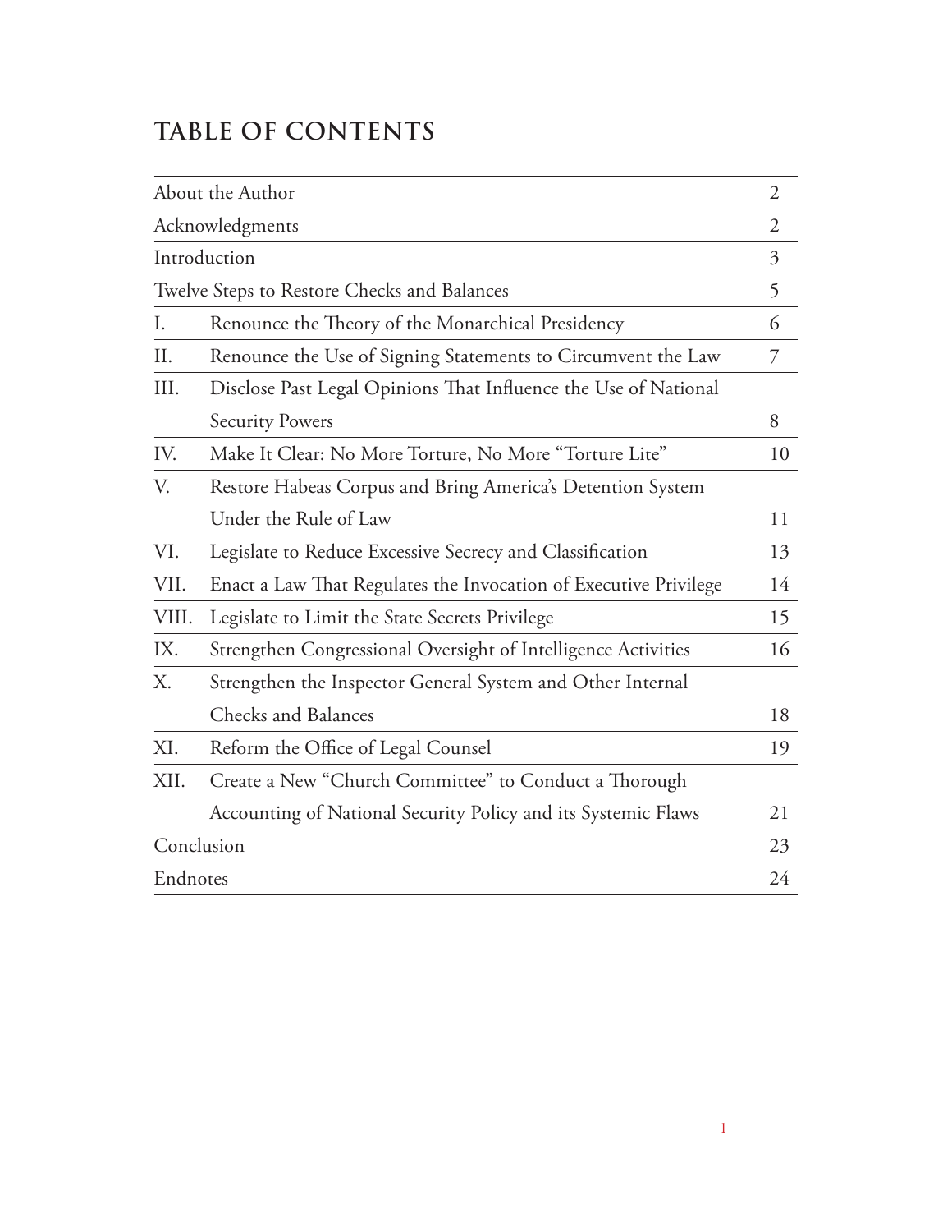# TABLE OF CONTENTS

| | | |
|---|---|---|
| About the Author | | 2 |
| Acknowledgments | | 2 |
| Introduction | | 3 |
| Twelve Steps to Restore Checks and Balances | | 5 |
| I. | Renounce the Theory of the Monarchical Presidency | 6 |
| II. | Renounce the Use of Signing Statements to Circumvent the Law | 7 |
| III. | Disclose Past Legal Opinions That Influence the Use of National Security Powers | 8 |
| IV. | Make It Clear: No More Torture, No More "Torture Lite" | 10 |
| V. | Restore Habeas Corpus and Bring America's Detention System Under the Rule of Law | 11 |
| VI. | Legislate to Reduce Excessive Secrecy and Classification | 13 |
| VII. | Enact a Law That Regulates the Invocation of Executive Privilege | 14 |
| VIII. | Legislate to Limit the State Secrets Privilege | 15 |
| IX. | Strengthen Congressional Oversight of Intelligence Activities | 16 |
| X. | Strengthen the Inspector General System and Other Internal Checks and Balances | 18 |
| XI. | Reform the Office of Legal Counsel | 19 |
| XII. | Create a New "Church Committee" to Conduct a Thorough Accounting of National Security Policy and its Systemic Flaws | 21 |
| Conclusion | | 23 |
| Endnotes | | 24 |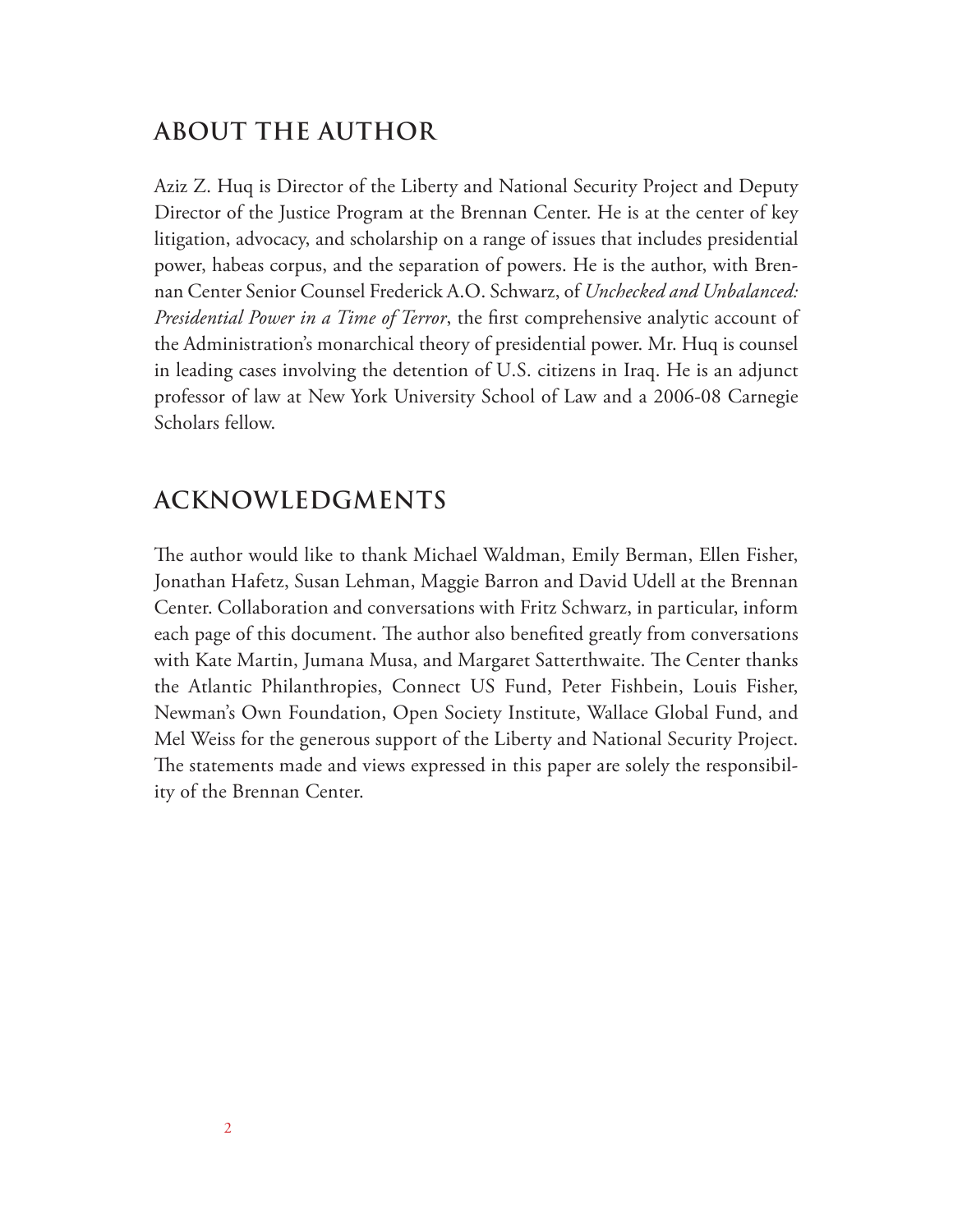## ABOUT THE AUTHOR

Aziz Z. Huq is Director of the Liberty and National Security Project and Deputy Director of the Justice Program at the Brennan Center. He is at the center of key litigation, advocacy, and scholarship on a range of issues that includes presidential power, habeas corpus, and the separation of powers. He is the author, with Brennan Center Senior Counsel Frederick A.O. Schwarz, of *Unchecked and Unbalanced: Presidential Power in a Time of Terror*, the first comprehensive analytic account of the Administration's monarchical theory of presidential power. Mr. Huq is counsel in leading cases involving the detention of U.S. citizens in Iraq. He is an adjunct professor of law at New York University School of Law and a 2006-08 Carnegie Scholars fellow.

## ACKNOWLEDGMENTS

The author would like to thank Michael Waldman, Emily Berman, Ellen Fisher, Jonathan Hafetz, Susan Lehman, Maggie Barron and David Udell at the Brennan Center. Collaboration and conversations with Fritz Schwarz, in particular, inform each page of this document. The author also benefited greatly from conversations with Kate Martin, Jumana Musa, and Margaret Satterthwaite. The Center thanks the Atlantic Philanthropies, Connect US Fund, Peter Fishbein, Louis Fisher, Newman's Own Foundation, Open Society Institute, Wallace Global Fund, and Mel Weiss for the generous support of the Liberty and National Security Project. The statements made and views expressed in this paper are solely the responsibility of the Brennan Center.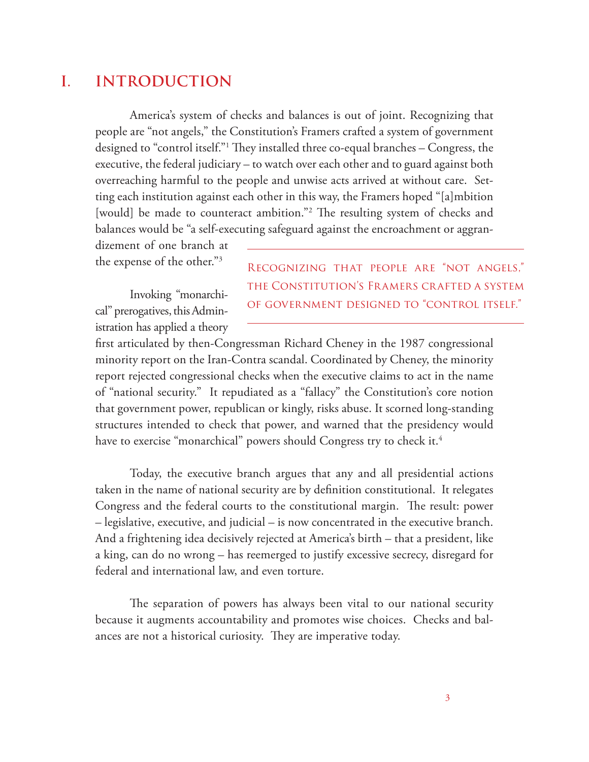# I. INTRODUCTION

America's system of checks and balances is out of joint. Recognizing that people are "not angels," the Constitution's Framers crafted a system of government designed to "control itself."[1] They installed three co-equal branches – Congress, the executive, the federal judiciary – to watch over each other and to guard against both overreaching harmful to the people and unwise acts arrived at without care. Setting each institution against each other in this way, the Framers hoped "[a]mbition [would] be made to counteract ambition."[2] The resulting system of checks and balances would be "a self-executing safeguard against the encroachment or aggrandizement of one branch at the expense of the other."[3]

> RECOGNIZING THAT PEOPLE ARE "NOT ANGELS," THE CONSTITUTION'S FRAMERS CRAFTED A SYSTEM OF GOVERNMENT DESIGNED TO "CONTROL ITSELF."

Invoking "monarchical" prerogatives, this Administration has applied a theory first articulated by then-Congressman Richard Cheney in the 1987 congressional minority report on the Iran-Contra scandal. Coordinated by Cheney, the minority report rejected congressional checks when the executive claims to act in the name of "national security." It repudiated as a "fallacy" the Constitution's core notion that government power, republican or kingly, risks abuse. It scorned long-standing structures intended to check that power, and warned that the presidency would have to exercise "monarchical" powers should Congress try to check it.[4]

Today, the executive branch argues that any and all presidential actions taken in the name of national security are by definition constitutional. It relegates Congress and the federal courts to the constitutional margin. The result: power – legislative, executive, and judicial – is now concentrated in the executive branch. And a frightening idea decisively rejected at America's birth – that a president, like a king, can do no wrong – has reemerged to justify excessive secrecy, disregard for federal and international law, and even torture.

The separation of powers has always been vital to our national security because it augments accountability and promotes wise choices. Checks and balances are not a historical curiosity. They are imperative today.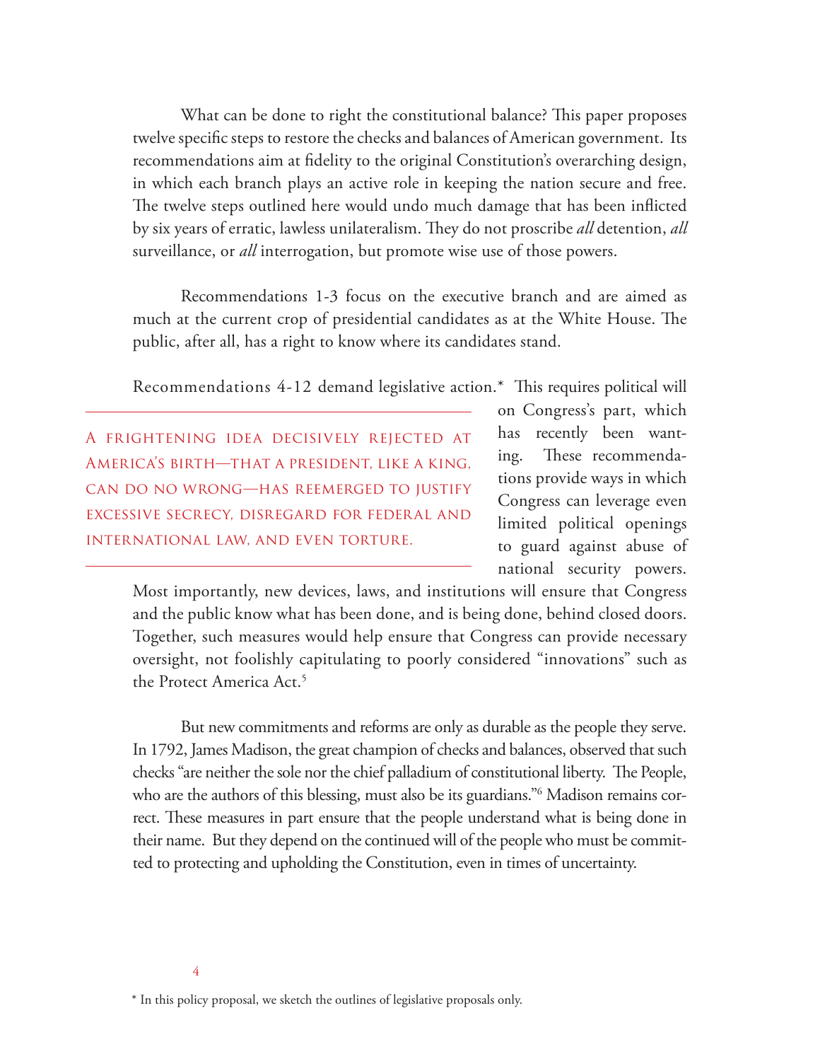What can be done to right the constitutional balance? This paper proposes twelve specific steps to restore the checks and balances of American government. Its recommendations aim at fidelity to the original Constitution's overarching design, in which each branch plays an active role in keeping the nation secure and free. The twelve steps outlined here would undo much damage that has been inflicted by six years of erratic, lawless unilateralism. They do not proscribe *all* detention, *all* surveillance, or *all* interrogation, but promote wise use of those powers.

Recommendations 1-3 focus on the executive branch and are aimed as much at the current crop of presidential candidates as at the White House. The public, after all, has a right to know where its candidates stand.

Recommendations 4-12 demand legislative action.* This requires political will on Congress's part, which has recently been wanting. These recommendations provide ways in which Congress can leverage even limited political openings to guard against abuse of national security powers. Most importantly, new devices, laws, and institutions will ensure that Congress and the public know what has been done, and is being done, behind closed doors. Together, such measures would help ensure that Congress can provide necessary oversight, not foolishly capitulating to poorly considered "innovations" such as the Protect America Act.[5]

> A frightening idea decisively rejected at America's birth—that a president, like a king, can do no wrong—has reemerged to justify excessive secrecy, disregard for federal and international law, and even torture.

But new commitments and reforms are only as durable as the people they serve. In 1792, James Madison, the great champion of checks and balances, observed that such checks "are neither the sole nor the chief palladium of constitutional liberty. The People, who are the authors of this blessing, must also be its guardians."[6] Madison remains correct. These measures in part ensure that the people understand what is being done in their name. But they depend on the continued will of the people who must be committed to protecting and upholding the Constitution, even in times of uncertainty.

* In this policy proposal, we sketch the outlines of legislative proposals only.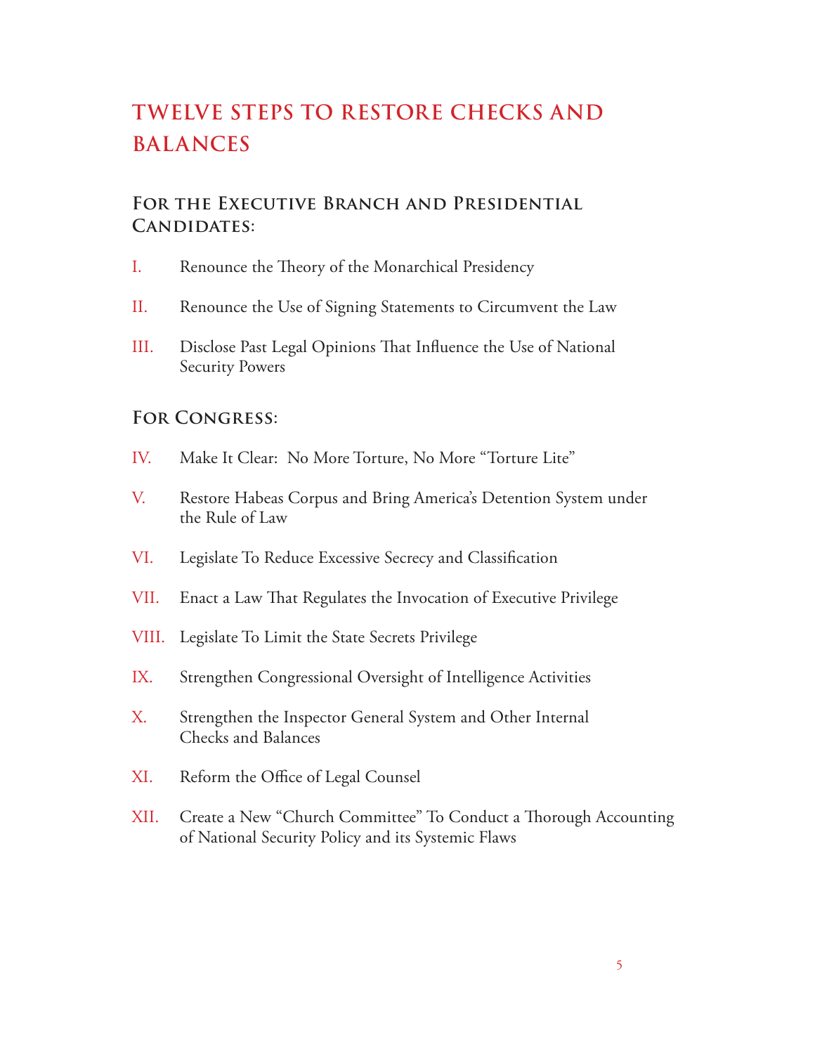# Twelve Steps to Restore Checks and Balances

## For the Executive Branch and Presidential Candidates:

I. Renounce the Theory of the Monarchical Presidency

II. Renounce the Use of Signing Statements to Circumvent the Law

III. Disclose Past Legal Opinions That Influence the Use of National Security Powers

## For Congress:

IV. Make It Clear: No More Torture, No More "Torture Lite"

V. Restore Habeas Corpus and Bring America's Detention System under the Rule of Law

VI. Legislate To Reduce Excessive Secrecy and Classification

VII. Enact a Law That Regulates the Invocation of Executive Privilege

VIII. Legislate To Limit the State Secrets Privilege

IX. Strengthen Congressional Oversight of Intelligence Activities

X. Strengthen the Inspector General System and Other Internal Checks and Balances

XI. Reform the Office of Legal Counsel

XII. Create a New "Church Committee" To Conduct a Thorough Accounting of National Security Policy and its Systemic Flaws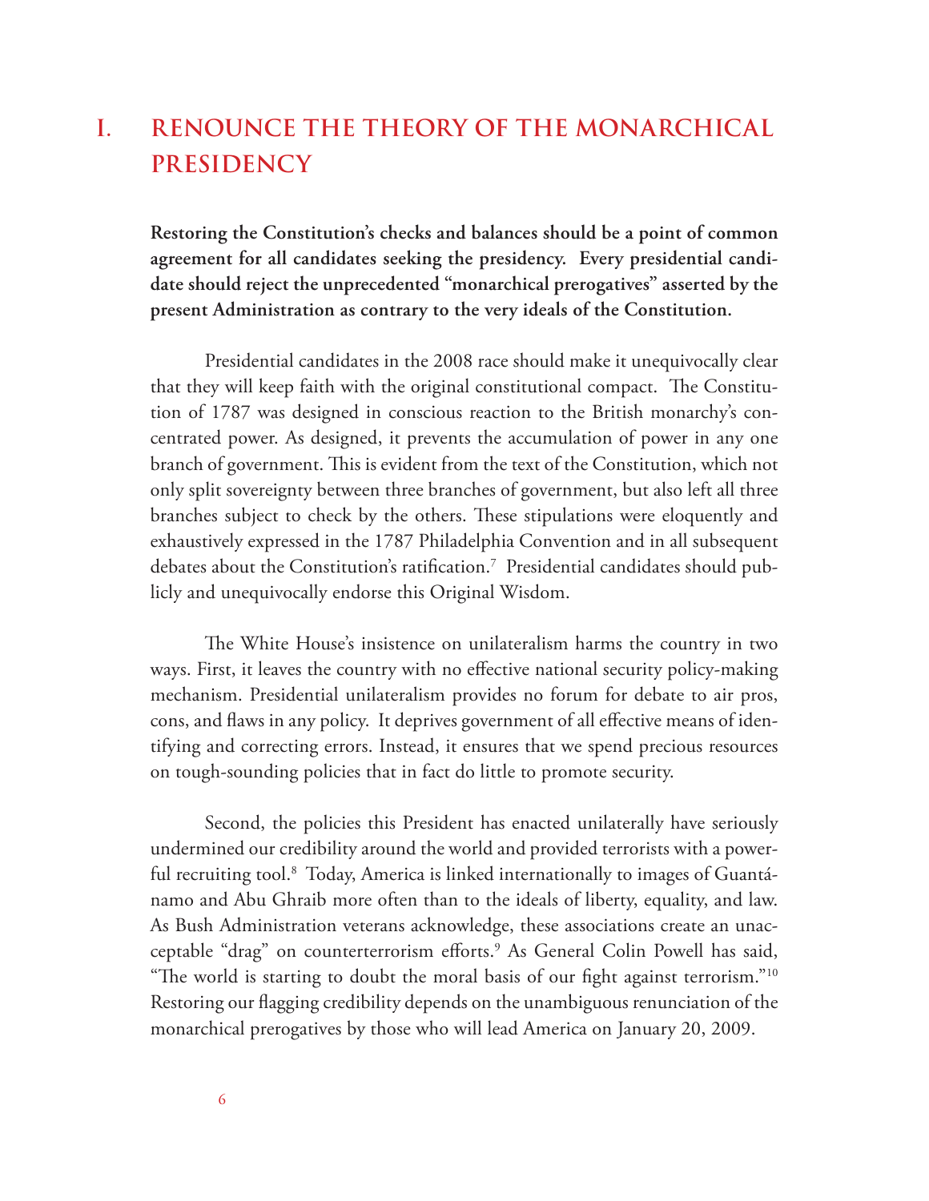# I. RENOUNCE THE THEORY OF THE MONARCHICAL PRESIDENCY

**Restoring the Constitution's checks and balances should be a point of common agreement for all candidates seeking the presidency. Every presidential candidate should reject the unprecedented "monarchical prerogatives" asserted by the present Administration as contrary to the very ideals of the Constitution.**

Presidential candidates in the 2008 race should make it unequivocally clear that they will keep faith with the original constitutional compact. The Constitution of 1787 was designed in conscious reaction to the British monarchy's concentrated power. As designed, it prevents the accumulation of power in any one branch of government. This is evident from the text of the Constitution, which not only split sovereignty between three branches of government, but also left all three branches subject to check by the others. These stipulations were eloquently and exhaustively expressed in the 1787 Philadelphia Convention and in all subsequent debates about the Constitution's ratification.[7] Presidential candidates should publicly and unequivocally endorse this Original Wisdom.

The White House's insistence on unilateralism harms the country in two ways. First, it leaves the country with no effective national security policy-making mechanism. Presidential unilateralism provides no forum for debate to air pros, cons, and flaws in any policy. It deprives government of all effective means of identifying and correcting errors. Instead, it ensures that we spend precious resources on tough-sounding policies that in fact do little to promote security.

Second, the policies this President has enacted unilaterally have seriously undermined our credibility around the world and provided terrorists with a powerful recruiting tool.[8] Today, America is linked internationally to images of Guantánamo and Abu Ghraib more often than to the ideals of liberty, equality, and law. As Bush Administration veterans acknowledge, these associations create an unacceptable "drag" on counterterrorism efforts.[9] As General Colin Powell has said, "The world is starting to doubt the moral basis of our fight against terrorism."[10] Restoring our flagging credibility depends on the unambiguous renunciation of the monarchical prerogatives by those who will lead America on January 20, 2009.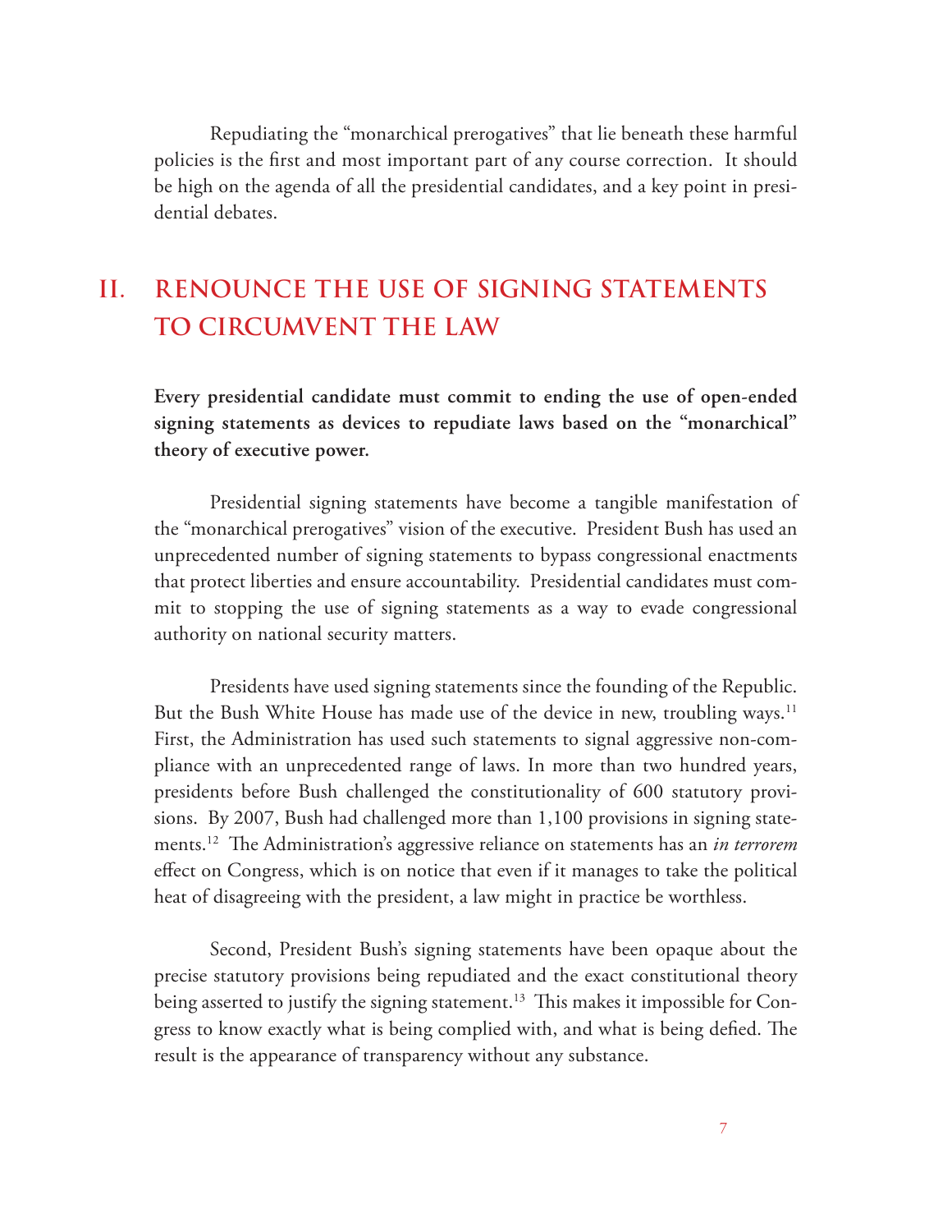Repudiating the "monarchical prerogatives" that lie beneath these harmful policies is the first and most important part of any course correction. It should be high on the agenda of all the presidential candidates, and a key point in presidential debates.

## II. RENOUNCE THE USE OF SIGNING STATEMENTS TO CIRCUMVENT THE LAW

**Every presidential candidate must commit to ending the use of open-ended signing statements as devices to repudiate laws based on the "monarchical" theory of executive power.**

Presidential signing statements have become a tangible manifestation of the "monarchical prerogatives" vision of the executive. President Bush has used an unprecedented number of signing statements to bypass congressional enactments that protect liberties and ensure accountability. Presidential candidates must commit to stopping the use of signing statements as a way to evade congressional authority on national security matters.

Presidents have used signing statements since the founding of the Republic. But the Bush White House has made use of the device in new, troubling ways.[11] First, the Administration has used such statements to signal aggressive non-compliance with an unprecedented range of laws. In more than two hundred years, presidents before Bush challenged the constitutionality of 600 statutory provisions. By 2007, Bush had challenged more than 1,100 provisions in signing statements.[12] The Administration's aggressive reliance on statements has an *in terrorem* effect on Congress, which is on notice that even if it manages to take the political heat of disagreeing with the president, a law might in practice be worthless.

Second, President Bush's signing statements have been opaque about the precise statutory provisions being repudiated and the exact constitutional theory being asserted to justify the signing statement.[13] This makes it impossible for Congress to know exactly what is being complied with, and what is being defied. The result is the appearance of transparency without any substance.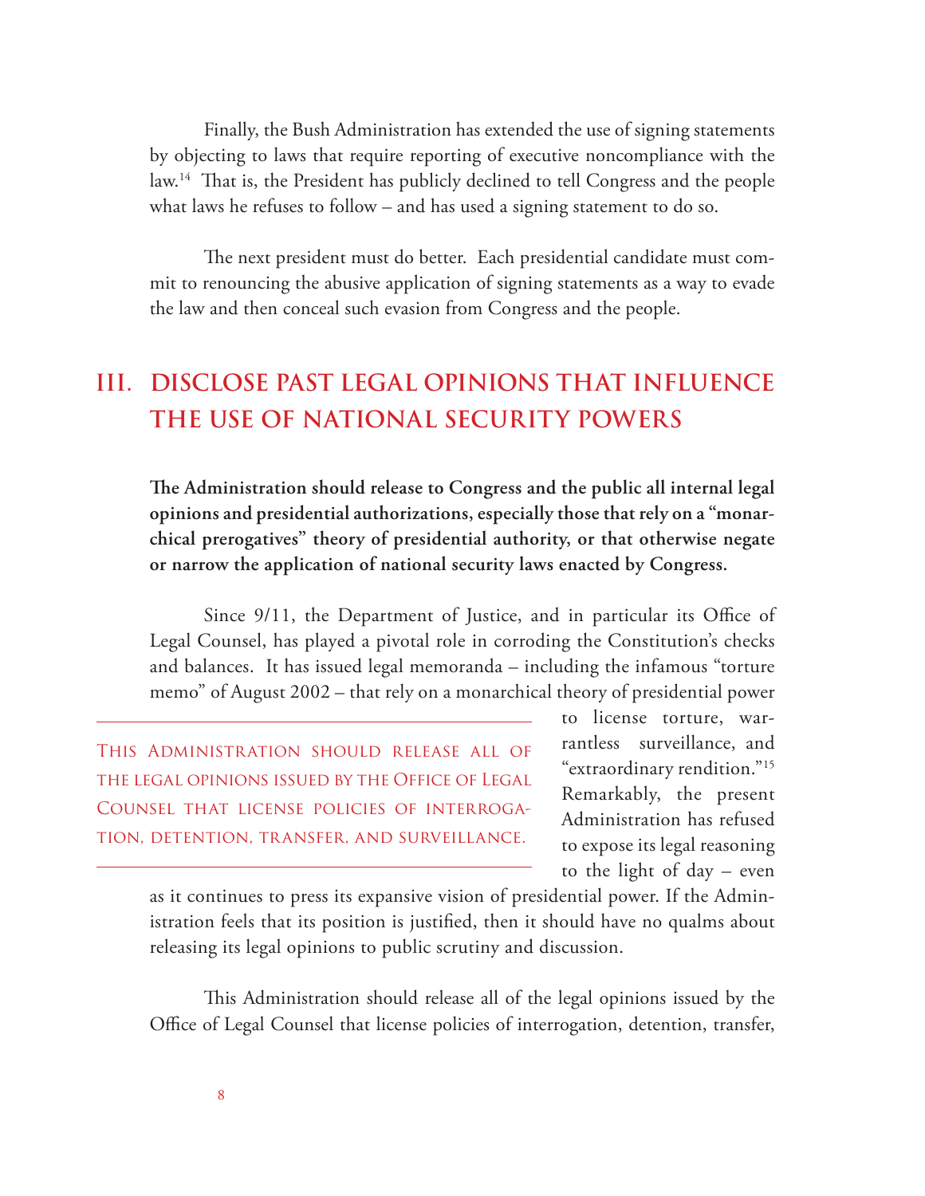Finally, the Bush Administration has extended the use of signing statements by objecting to laws that require reporting of executive noncompliance with the law.[14] That is, the President has publicly declined to tell Congress and the people what laws he refuses to follow – and has used a signing statement to do so.

The next president must do better. Each presidential candidate must commit to renouncing the abusive application of signing statements as a way to evade the law and then conceal such evasion from Congress and the people.

## III. DISCLOSE PAST LEGAL OPINIONS THAT INFLUENCE THE USE OF NATIONAL SECURITY POWERS

**The Administration should release to Congress and the public all internal legal opinions and presidential authorizations, especially those that rely on a "monarchical prerogatives" theory of presidential authority, or that otherwise negate or narrow the application of national security laws enacted by Congress.**

Since 9/11, the Department of Justice, and in particular its Office of Legal Counsel, has played a pivotal role in corroding the Constitution's checks and balances. It has issued legal memoranda – including the infamous "torture memo" of August 2002 – that rely on a monarchical theory of presidential power to license torture, warrantless surveillance, and "extraordinary rendition."[15] Remarkably, the present Administration has refused to expose its legal reasoning to the light of day – even as it continues to press its expansive vision of presidential power. If the Administration feels that its position is justified, then it should have no qualms about releasing its legal opinions to public scrutiny and discussion.

> This Administration should release all of the legal opinions issued by the Office of Legal Counsel that license policies of interrogation, detention, transfer, and surveillance.

This Administration should release all of the legal opinions issued by the Office of Legal Counsel that license policies of interrogation, detention, transfer,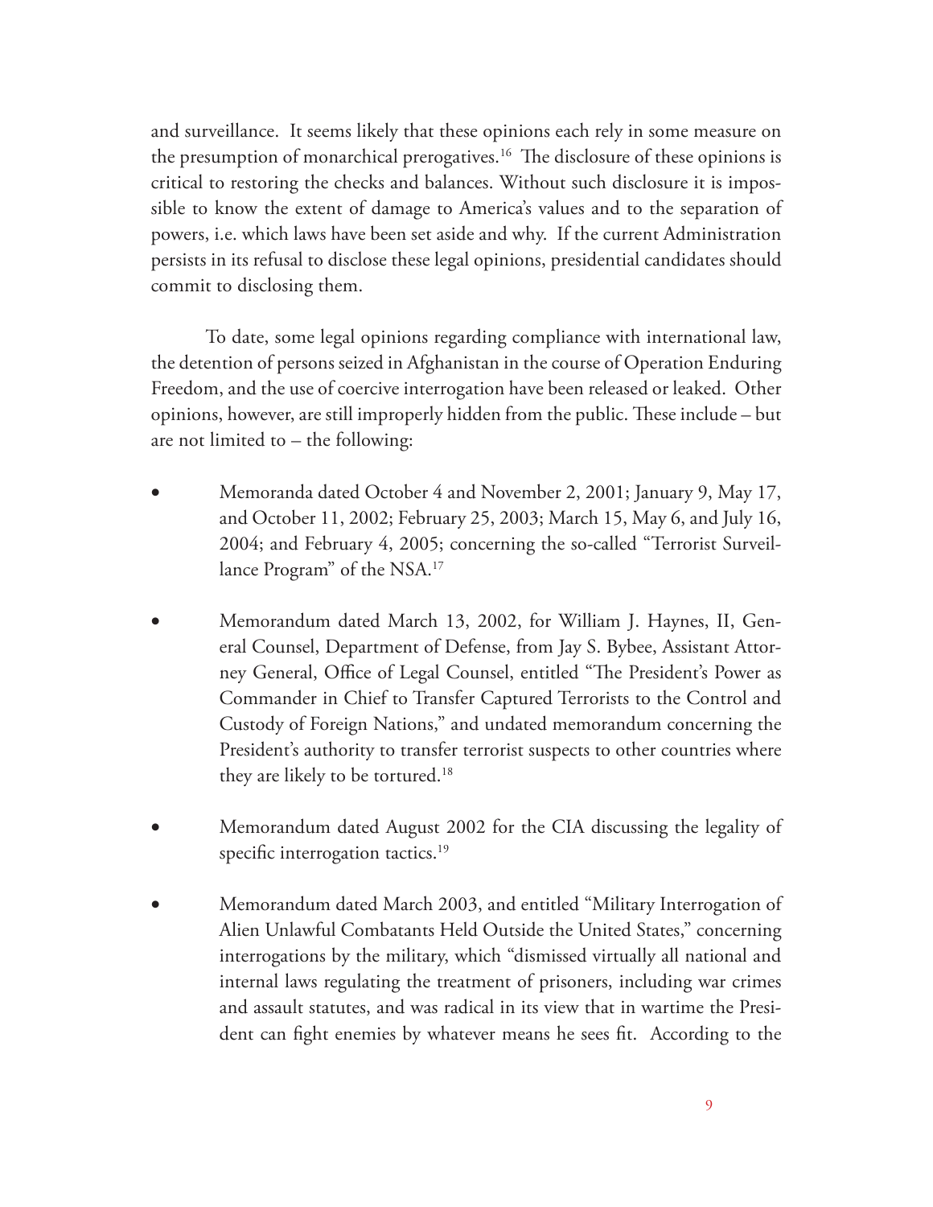and surveillance. It seems likely that these opinions each rely in some measure on the presumption of monarchical prerogatives.[16] The disclosure of these opinions is critical to restoring the checks and balances. Without such disclosure it is impossible to know the extent of damage to America's values and to the separation of powers, i.e. which laws have been set aside and why. If the current Administration persists in its refusal to disclose these legal opinions, presidential candidates should commit to disclosing them.

To date, some legal opinions regarding compliance with international law, the detention of persons seized in Afghanistan in the course of Operation Enduring Freedom, and the use of coercive interrogation have been released or leaked. Other opinions, however, are still improperly hidden from the public. These include – but are not limited to – the following:

- Memoranda dated October 4 and November 2, 2001; January 9, May 17, and October 11, 2002; February 25, 2003; March 15, May 6, and July 16, 2004; and February 4, 2005; concerning the so-called "Terrorist Surveillance Program" of the NSA.[17]
- Memorandum dated March 13, 2002, for William J. Haynes, II, General Counsel, Department of Defense, from Jay S. Bybee, Assistant Attorney General, Office of Legal Counsel, entitled "The President's Power as Commander in Chief to Transfer Captured Terrorists to the Control and Custody of Foreign Nations," and undated memorandum concerning the President's authority to transfer terrorist suspects to other countries where they are likely to be tortured.[18]
- Memorandum dated August 2002 for the CIA discussing the legality of specific interrogation tactics.[19]
- Memorandum dated March 2003, and entitled "Military Interrogation of Alien Unlawful Combatants Held Outside the United States," concerning interrogations by the military, which "dismissed virtually all national and internal laws regulating the treatment of prisoners, including war crimes and assault statutes, and was radical in its view that in wartime the President can fight enemies by whatever means he sees fit. According to the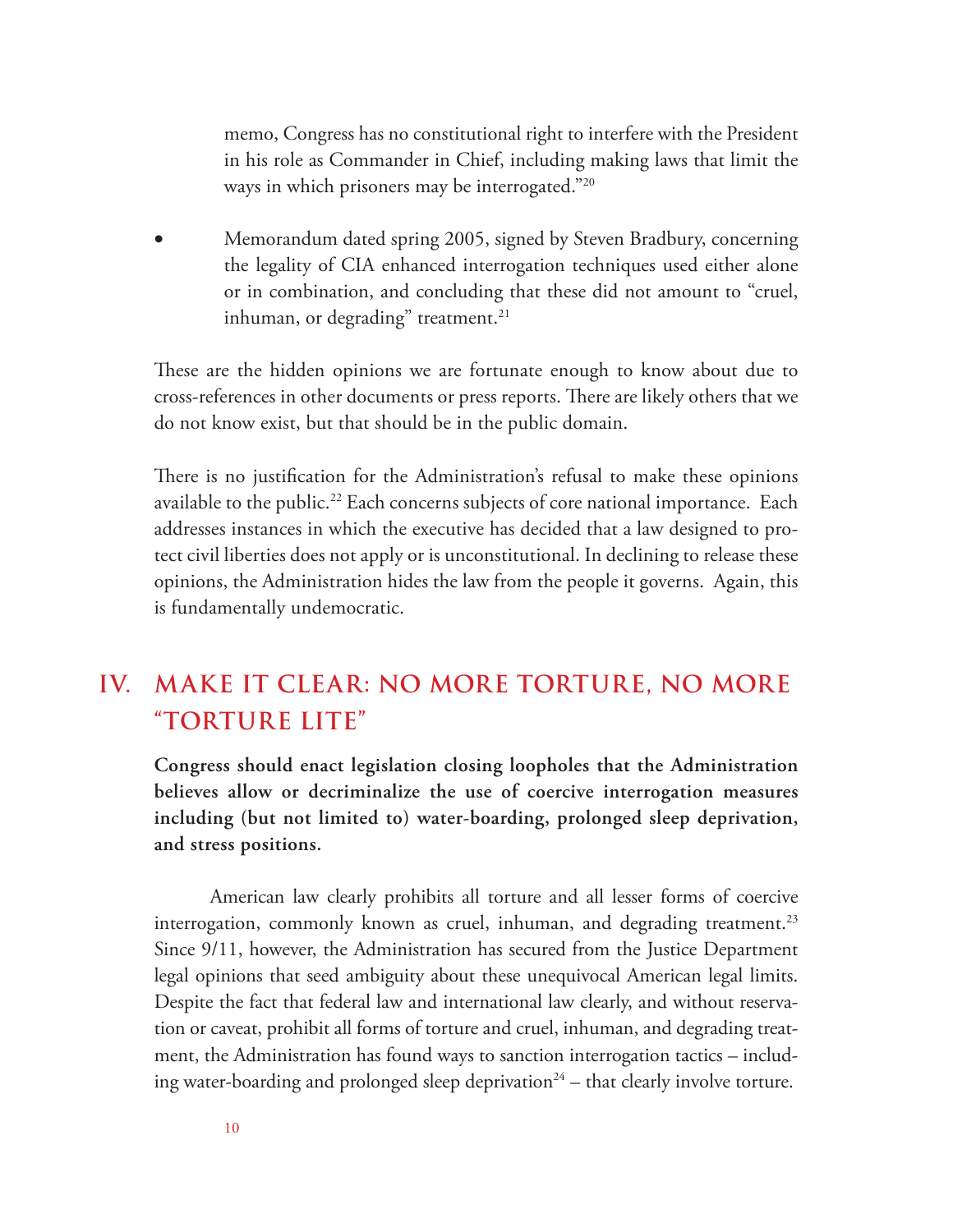memo, Congress has no constitutional right to interfere with the President in his role as Commander in Chief, including making laws that limit the ways in which prisoners may be interrogated."[20]

- Memorandum dated spring 2005, signed by Steven Bradbury, concerning the legality of CIA enhanced interrogation techniques used either alone or in combination, and concluding that these did not amount to "cruel, inhuman, or degrading" treatment.[21]

These are the hidden opinions we are fortunate enough to know about due to cross-references in other documents or press reports. There are likely others that we do not know exist, but that should be in the public domain.

There is no justification for the Administration's refusal to make these opinions available to the public.[22] Each concerns subjects of core national importance. Each addresses instances in which the executive has decided that a law designed to protect civil liberties does not apply or is unconstitutional. In declining to release these opinions, the Administration hides the law from the people it governs. Again, this is fundamentally undemocratic.

## IV. MAKE IT CLEAR: NO MORE TORTURE, NO MORE "TORTURE LITE"

**Congress should enact legislation closing loopholes that the Administration believes allow or decriminalize the use of coercive interrogation measures including (but not limited to) water-boarding, prolonged sleep deprivation, and stress positions.**

American law clearly prohibits all torture and all lesser forms of coercive interrogation, commonly known as cruel, inhuman, and degrading treatment.[23] Since 9/11, however, the Administration has secured from the Justice Department legal opinions that seed ambiguity about these unequivocal American legal limits. Despite the fact that federal law and international law clearly, and without reservation or caveat, prohibit all forms of torture and cruel, inhuman, and degrading treatment, the Administration has found ways to sanction interrogation tactics – including water-boarding and prolonged sleep deprivation[24] – that clearly involve torture.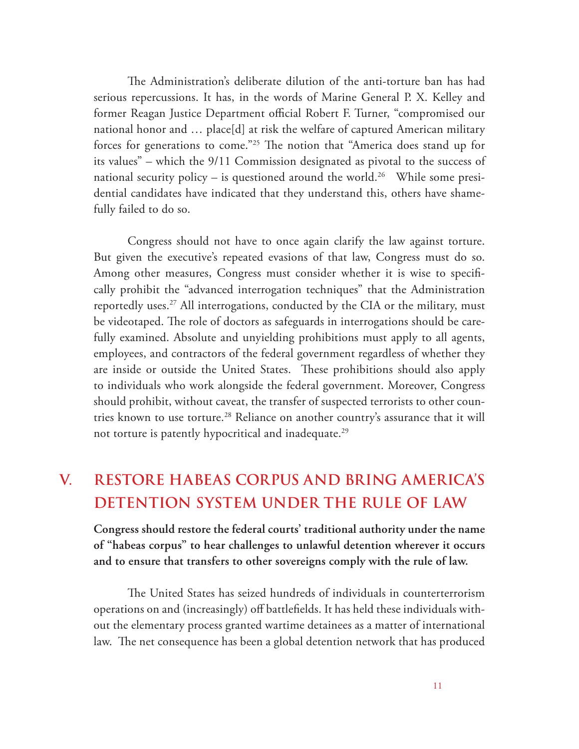The Administration's deliberate dilution of the anti-torture ban has had serious repercussions. It has, in the words of Marine General P. X. Kelley and former Reagan Justice Department official Robert F. Turner, "compromised our national honor and … place[d] at risk the welfare of captured American military forces for generations to come."[25] The notion that "America does stand up for its values" – which the 9/11 Commission designated as pivotal to the success of national security policy – is questioned around the world.[26] While some presidential candidates have indicated that they understand this, others have shamefully failed to do so.

Congress should not have to once again clarify the law against torture. But given the executive's repeated evasions of that law, Congress must do so. Among other measures, Congress must consider whether it is wise to specifically prohibit the "advanced interrogation techniques" that the Administration reportedly uses.[27] All interrogations, conducted by the CIA or the military, must be videotaped. The role of doctors as safeguards in interrogations should be carefully examined. Absolute and unyielding prohibitions must apply to all agents, employees, and contractors of the federal government regardless of whether they are inside or outside the United States. These prohibitions should also apply to individuals who work alongside the federal government. Moreover, Congress should prohibit, without caveat, the transfer of suspected terrorists to other countries known to use torture.[28] Reliance on another country's assurance that it will not torture is patently hypocritical and inadequate.[29]

## V. RESTORE HABEAS CORPUS AND BRING AMERICA'S DETENTION SYSTEM UNDER THE RULE OF LAW

**Congress should restore the federal courts' traditional authority under the name of "habeas corpus" to hear challenges to unlawful detention wherever it occurs and to ensure that transfers to other sovereigns comply with the rule of law.**

The United States has seized hundreds of individuals in counterterrorism operations on and (increasingly) off battlefields. It has held these individuals without the elementary process granted wartime detainees as a matter of international law. The net consequence has been a global detention network that has produced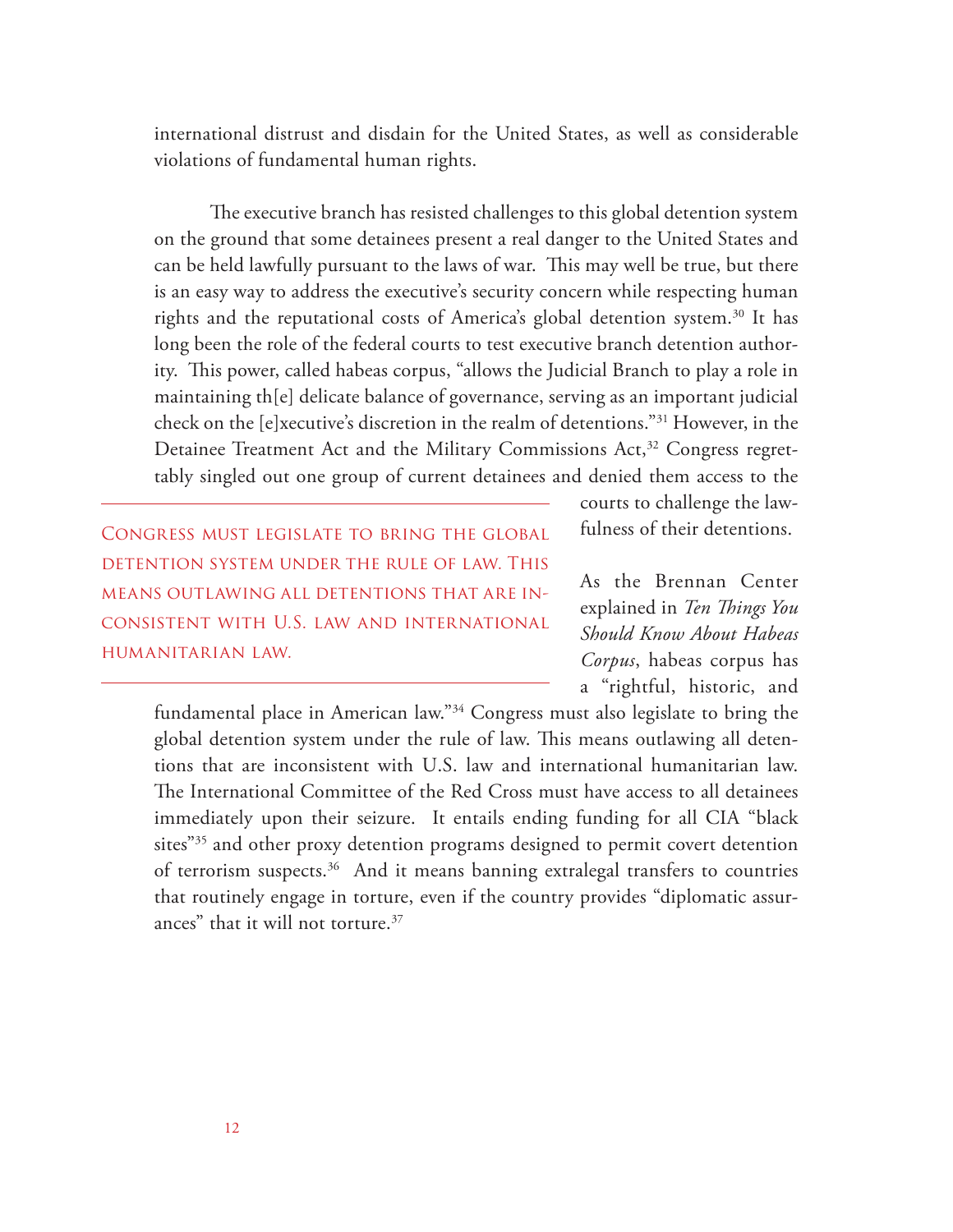international distrust and disdain for the United States, as well as considerable violations of fundamental human rights.

The executive branch has resisted challenges to this global detention system on the ground that some detainees present a real danger to the United States and can be held lawfully pursuant to the laws of war. This may well be true, but there is an easy way to address the executive's security concern while respecting human rights and the reputational costs of America's global detention system.[30] It has long been the role of the federal courts to test executive branch detention authority. This power, called habeas corpus, "allows the Judicial Branch to play a role in maintaining th[e] delicate balance of governance, serving as an important judicial check on the [e]xecutive's discretion in the realm of detentions."[31] However, in the Detainee Treatment Act and the Military Commissions Act,[32] Congress regrettably singled out one group of current detainees and denied them access to the courts to challenge the lawfulness of their detentions.

> CONGRESS MUST LEGISLATE TO BRING THE GLOBAL DETENTION SYSTEM UNDER THE RULE OF LAW. THIS MEANS OUTLAWING ALL DETENTIONS THAT ARE INCONSISTENT WITH U.S. LAW AND INTERNATIONAL HUMANITARIAN LAW.

As the Brennan Center explained in *Ten Things You Should Know About Habeas Corpus*, habeas corpus has a "rightful, historic, and fundamental place in American law."[34] Congress must also legislate to bring the global detention system under the rule of law. This means outlawing all detentions that are inconsistent with U.S. law and international humanitarian law. The International Committee of the Red Cross must have access to all detainees immediately upon their seizure. It entails ending funding for all CIA "black sites"[35] and other proxy detention programs designed to permit covert detention of terrorism suspects.[36] And it means banning extralegal transfers to countries that routinely engage in torture, even if the country provides "diplomatic assurances" that it will not torture.[37]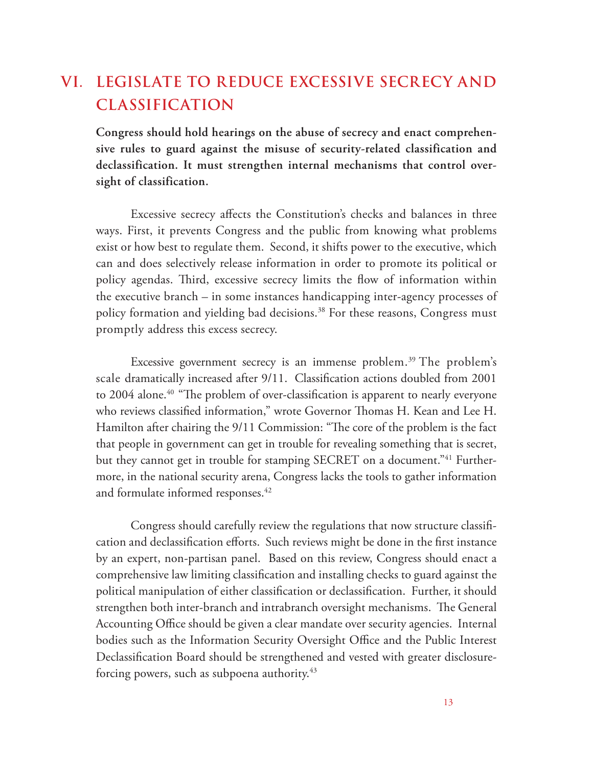# VI. LEGISLATE TO REDUCE EXCESSIVE SECRECY AND CLASSIFICATION

**Congress should hold hearings on the abuse of secrecy and enact comprehensive rules to guard against the misuse of security-related classification and declassification. It must strengthen internal mechanisms that control oversight of classification.**

Excessive secrecy affects the Constitution's checks and balances in three ways. First, it prevents Congress and the public from knowing what problems exist or how best to regulate them. Second, it shifts power to the executive, which can and does selectively release information in order to promote its political or policy agendas. Third, excessive secrecy limits the flow of information within the executive branch – in some instances handicapping inter-agency processes of policy formation and yielding bad decisions.[38] For these reasons, Congress must promptly address this excess secrecy.

Excessive government secrecy is an immense problem.[39] The problem's scale dramatically increased after 9/11. Classification actions doubled from 2001 to 2004 alone.[40] "The problem of over-classification is apparent to nearly everyone who reviews classified information," wrote Governor Thomas H. Kean and Lee H. Hamilton after chairing the 9/11 Commission: "The core of the problem is the fact that people in government can get in trouble for revealing something that is secret, but they cannot get in trouble for stamping SECRET on a document."[41] Furthermore, in the national security arena, Congress lacks the tools to gather information and formulate informed responses.[42]

Congress should carefully review the regulations that now structure classification and declassification efforts. Such reviews might be done in the first instance by an expert, non-partisan panel. Based on this review, Congress should enact a comprehensive law limiting classification and installing checks to guard against the political manipulation of either classification or declassification. Further, it should strengthen both inter-branch and intrabranch oversight mechanisms. The General Accounting Office should be given a clear mandate over security agencies. Internal bodies such as the Information Security Oversight Office and the Public Interest Declassification Board should be strengthened and vested with greater disclosure-forcing powers, such as subpoena authority.[43]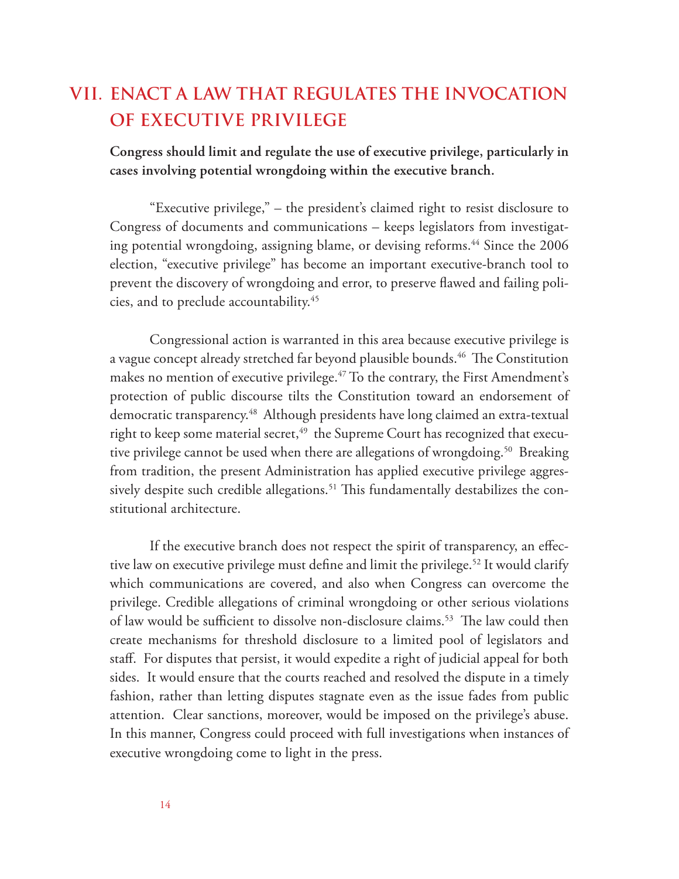## VII. ENACT A LAW THAT REGULATES THE INVOCATION OF EXECUTIVE PRIVILEGE

**Congress should limit and regulate the use of executive privilege, particularly in cases involving potential wrongdoing within the executive branch.**

"Executive privilege," – the president's claimed right to resist disclosure to Congress of documents and communications – keeps legislators from investigating potential wrongdoing, assigning blame, or devising reforms.[44] Since the 2006 election, "executive privilege" has become an important executive-branch tool to prevent the discovery of wrongdoing and error, to preserve flawed and failing policies, and to preclude accountability.[45]

Congressional action is warranted in this area because executive privilege is a vague concept already stretched far beyond plausible bounds.[46] The Constitution makes no mention of executive privilege.[47] To the contrary, the First Amendment's protection of public discourse tilts the Constitution toward an endorsement of democratic transparency.[48] Although presidents have long claimed an extra-textual right to keep some material secret,[49] the Supreme Court has recognized that executive privilege cannot be used when there are allegations of wrongdoing.[50] Breaking from tradition, the present Administration has applied executive privilege aggressively despite such credible allegations.[51] This fundamentally destabilizes the constitutional architecture.

If the executive branch does not respect the spirit of transparency, an effective law on executive privilege must define and limit the privilege.[52] It would clarify which communications are covered, and also when Congress can overcome the privilege. Credible allegations of criminal wrongdoing or other serious violations of law would be sufficient to dissolve non-disclosure claims.[53] The law could then create mechanisms for threshold disclosure to a limited pool of legislators and staff. For disputes that persist, it would expedite a right of judicial appeal for both sides. It would ensure that the courts reached and resolved the dispute in a timely fashion, rather than letting disputes stagnate even as the issue fades from public attention. Clear sanctions, moreover, would be imposed on the privilege's abuse. In this manner, Congress could proceed with full investigations when instances of executive wrongdoing come to light in the press.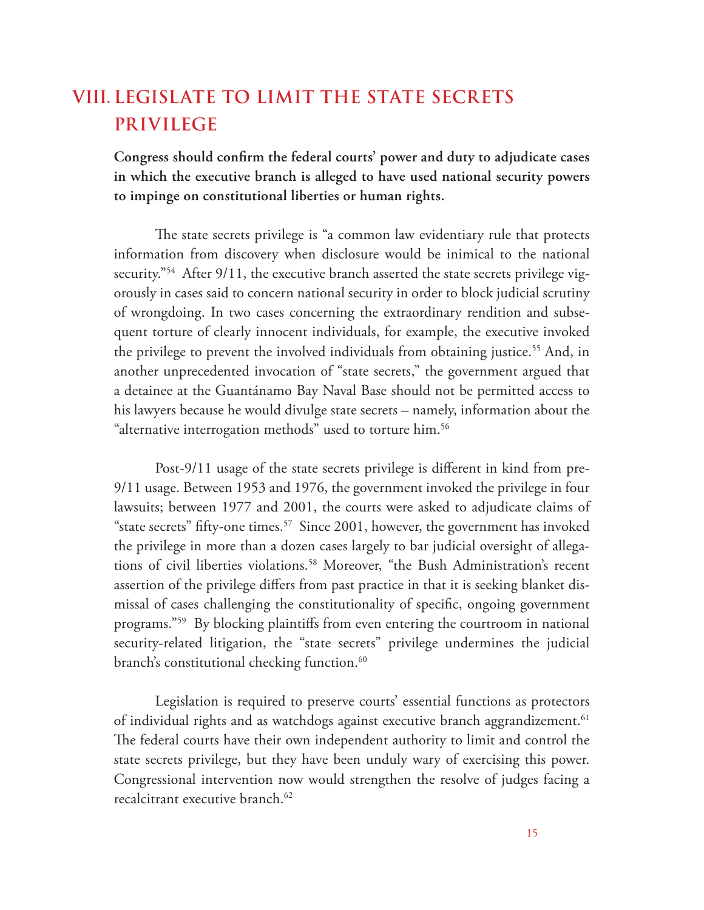# VIII. LEGISLATE TO LIMIT THE STATE SECRETS PRIVILEGE

**Congress should confirm the federal courts' power and duty to adjudicate cases in which the executive branch is alleged to have used national security powers to impinge on constitutional liberties or human rights.**

The state secrets privilege is "a common law evidentiary rule that protects information from discovery when disclosure would be inimical to the national security."[54] After 9/11, the executive branch asserted the state secrets privilege vigorously in cases said to concern national security in order to block judicial scrutiny of wrongdoing. In two cases concerning the extraordinary rendition and subsequent torture of clearly innocent individuals, for example, the executive invoked the privilege to prevent the involved individuals from obtaining justice.[55] And, in another unprecedented invocation of "state secrets," the government argued that a detainee at the Guantánamo Bay Naval Base should not be permitted access to his lawyers because he would divulge state secrets – namely, information about the "alternative interrogation methods" used to torture him.[56]

Post-9/11 usage of the state secrets privilege is different in kind from pre-9/11 usage. Between 1953 and 1976, the government invoked the privilege in four lawsuits; between 1977 and 2001, the courts were asked to adjudicate claims of "state secrets" fifty-one times.[57] Since 2001, however, the government has invoked the privilege in more than a dozen cases largely to bar judicial oversight of allegations of civil liberties violations.[58] Moreover, "the Bush Administration's recent assertion of the privilege differs from past practice in that it is seeking blanket dismissal of cases challenging the constitutionality of specific, ongoing government programs."[59] By blocking plaintiffs from even entering the courtroom in national security-related litigation, the "state secrets" privilege undermines the judicial branch's constitutional checking function.[60]

Legislation is required to preserve courts' essential functions as protectors of individual rights and as watchdogs against executive branch aggrandizement.[61] The federal courts have their own independent authority to limit and control the state secrets privilege, but they have been unduly wary of exercising this power. Congressional intervention now would strengthen the resolve of judges facing a recalcitrant executive branch.[62]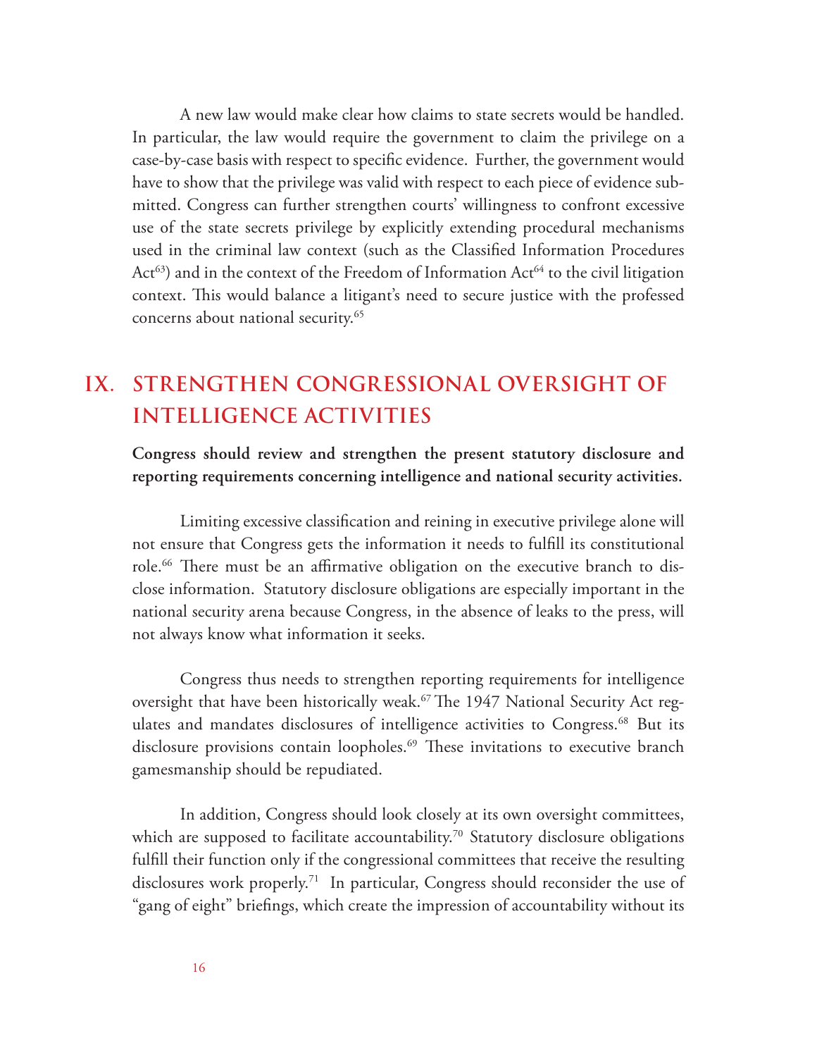A new law would make clear how claims to state secrets would be handled. In particular, the law would require the government to claim the privilege on a case-by-case basis with respect to specific evidence. Further, the government would have to show that the privilege was valid with respect to each piece of evidence submitted. Congress can further strengthen courts' willingness to confront excessive use of the state secrets privilege by explicitly extending procedural mechanisms used in the criminal law context (such as the Classified Information Procedures Act[63]) and in the context of the Freedom of Information Act[64] to the civil litigation context. This would balance a litigant's need to secure justice with the professed concerns about national security.[65]

## IX. STRENGTHEN CONGRESSIONAL OVERSIGHT OF INTELLIGENCE ACTIVITIES

**Congress should review and strengthen the present statutory disclosure and reporting requirements concerning intelligence and national security activities.**

Limiting excessive classification and reining in executive privilege alone will not ensure that Congress gets the information it needs to fulfill its constitutional role.[66] There must be an affirmative obligation on the executive branch to disclose information. Statutory disclosure obligations are especially important in the national security arena because Congress, in the absence of leaks to the press, will not always know what information it seeks.

Congress thus needs to strengthen reporting requirements for intelligence oversight that have been historically weak.[67] The 1947 National Security Act regulates and mandates disclosures of intelligence activities to Congress.[68] But its disclosure provisions contain loopholes.[69] These invitations to executive branch gamesmanship should be repudiated.

In addition, Congress should look closely at its own oversight committees, which are supposed to facilitate accountability.[70] Statutory disclosure obligations fulfill their function only if the congressional committees that receive the resulting disclosures work properly.[71] In particular, Congress should reconsider the use of "gang of eight" briefings, which create the impression of accountability without its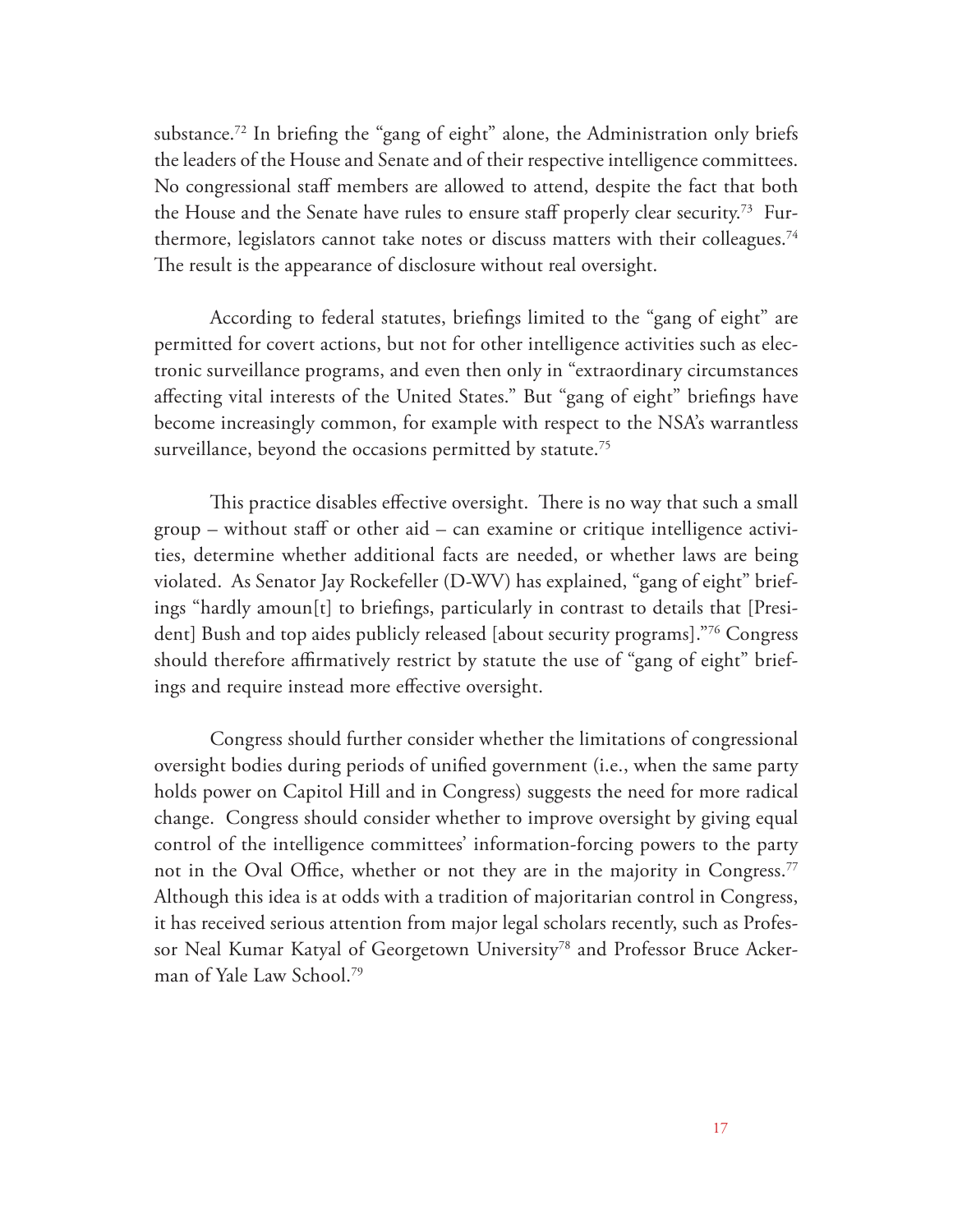substance.[72] In briefing the "gang of eight" alone, the Administration only briefs the leaders of the House and Senate and of their respective intelligence committees. No congressional staff members are allowed to attend, despite the fact that both the House and the Senate have rules to ensure staff properly clear security.[73] Furthermore, legislators cannot take notes or discuss matters with their colleagues.[74] The result is the appearance of disclosure without real oversight.

According to federal statutes, briefings limited to the "gang of eight" are permitted for covert actions, but not for other intelligence activities such as electronic surveillance programs, and even then only in "extraordinary circumstances affecting vital interests of the United States." But "gang of eight" briefings have become increasingly common, for example with respect to the NSA's warrantless surveillance, beyond the occasions permitted by statute.[75]

This practice disables effective oversight. There is no way that such a small group – without staff or other aid – can examine or critique intelligence activities, determine whether additional facts are needed, or whether laws are being violated. As Senator Jay Rockefeller (D-WV) has explained, "gang of eight" briefings "hardly amoun[t] to briefings, particularly in contrast to details that [President] Bush and top aides publicly released [about security programs]."[76] Congress should therefore affirmatively restrict by statute the use of "gang of eight" briefings and require instead more effective oversight.

Congress should further consider whether the limitations of congressional oversight bodies during periods of unified government (i.e., when the same party holds power on Capitol Hill and in Congress) suggests the need for more radical change. Congress should consider whether to improve oversight by giving equal control of the intelligence committees' information-forcing powers to the party not in the Oval Office, whether or not they are in the majority in Congress.[77] Although this idea is at odds with a tradition of majoritarian control in Congress, it has received serious attention from major legal scholars recently, such as Professor Neal Kumar Katyal of Georgetown University[78] and Professor Bruce Ackerman of Yale Law School.[79]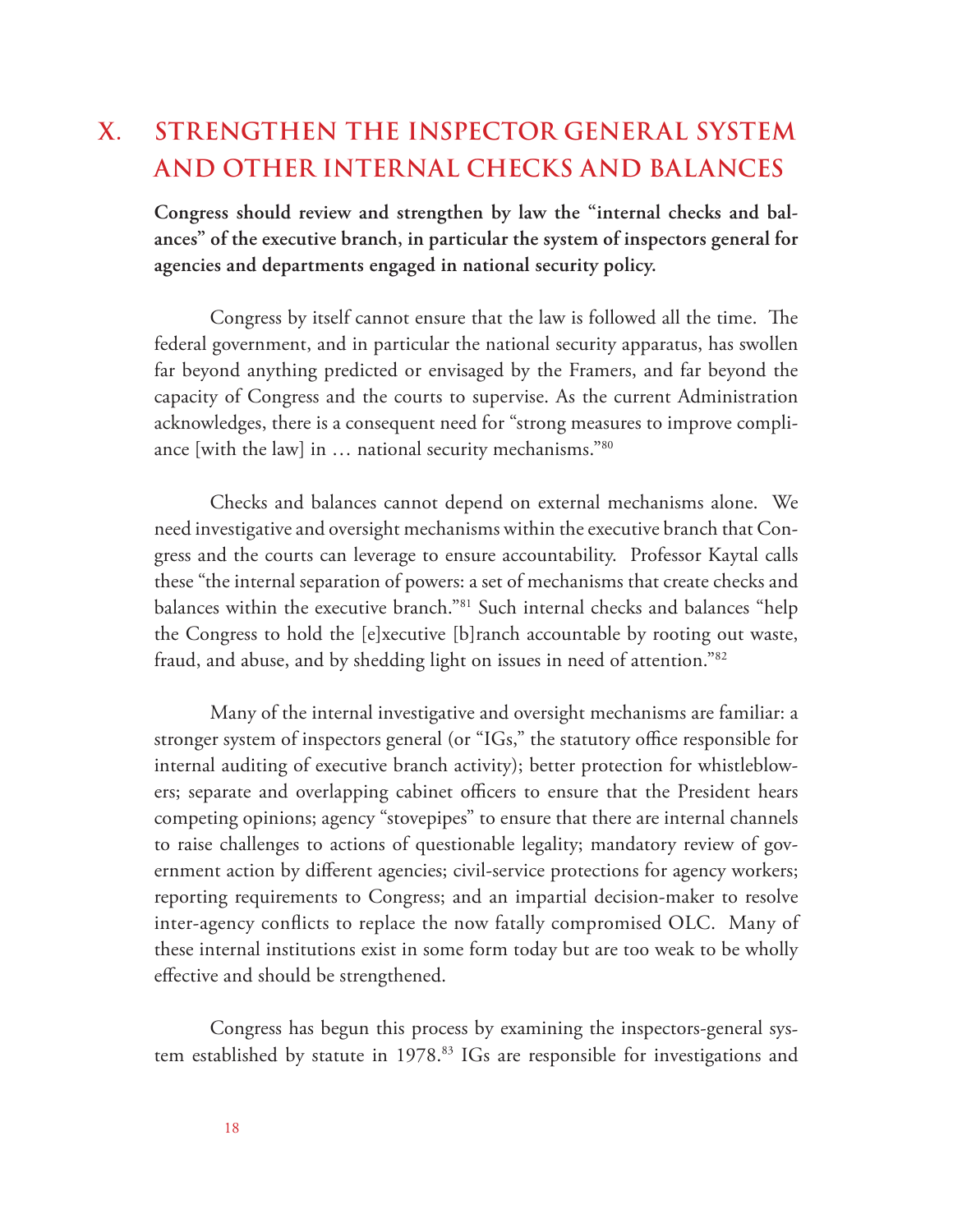# X. STRENGTHEN THE INSPECTOR GENERAL SYSTEM AND OTHER INTERNAL CHECKS AND BALANCES

**Congress should review and strengthen by law the "internal checks and balances" of the executive branch, in particular the system of inspectors general for agencies and departments engaged in national security policy.**

Congress by itself cannot ensure that the law is followed all the time. The federal government, and in particular the national security apparatus, has swollen far beyond anything predicted or envisaged by the Framers, and far beyond the capacity of Congress and the courts to supervise. As the current Administration acknowledges, there is a consequent need for "strong measures to improve compliance [with the law] in … national security mechanisms."[80]

Checks and balances cannot depend on external mechanisms alone. We need investigative and oversight mechanisms within the executive branch that Congress and the courts can leverage to ensure accountability. Professor Kaytal calls these "the internal separation of powers: a set of mechanisms that create checks and balances within the executive branch."[81] Such internal checks and balances "help the Congress to hold the [e]xecutive [b]ranch accountable by rooting out waste, fraud, and abuse, and by shedding light on issues in need of attention."[82]

Many of the internal investigative and oversight mechanisms are familiar: a stronger system of inspectors general (or "IGs," the statutory office responsible for internal auditing of executive branch activity); better protection for whistleblowers; separate and overlapping cabinet officers to ensure that the President hears competing opinions; agency "stovepipes" to ensure that there are internal channels to raise challenges to actions of questionable legality; mandatory review of government action by different agencies; civil-service protections for agency workers; reporting requirements to Congress; and an impartial decision-maker to resolve inter-agency conflicts to replace the now fatally compromised OLC. Many of these internal institutions exist in some form today but are too weak to be wholly effective and should be strengthened.

Congress has begun this process by examining the inspectors-general system established by statute in 1978.[83] IGs are responsible for investigations and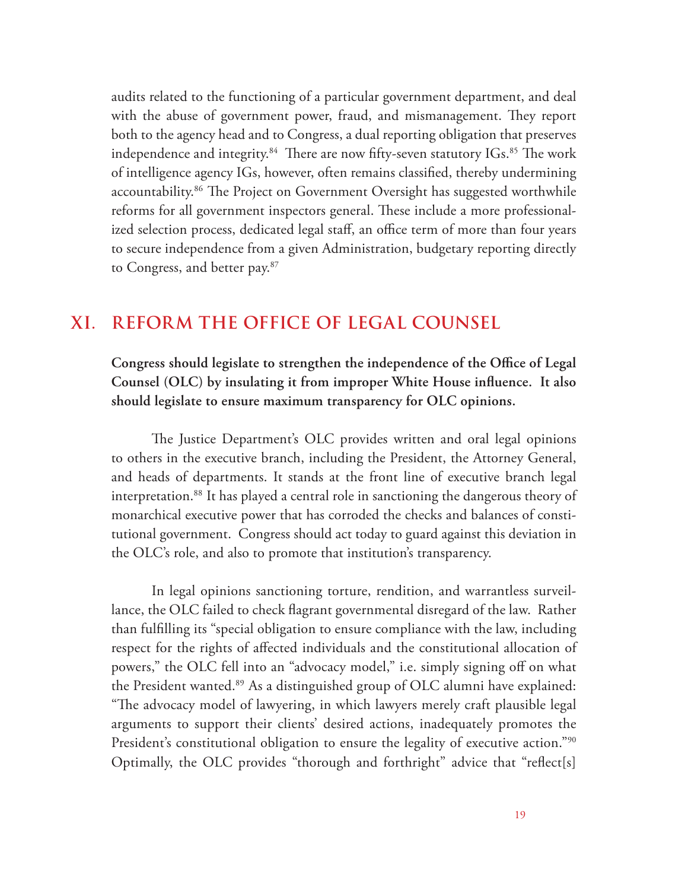audits related to the functioning of a particular government department, and deal with the abuse of government power, fraud, and mismanagement. They report both to the agency head and to Congress, a dual reporting obligation that preserves independence and integrity.[84] There are now fifty-seven statutory IGs.[85] The work of intelligence agency IGs, however, often remains classified, thereby undermining accountability.[86] The Project on Government Oversight has suggested worthwhile reforms for all government inspectors general. These include a more professionalized selection process, dedicated legal staff, an office term of more than four years to secure independence from a given Administration, budgetary reporting directly to Congress, and better pay.[87]

## XI. REFORM THE OFFICE OF LEGAL COUNSEL

**Congress should legislate to strengthen the independence of the Office of Legal Counsel (OLC) by insulating it from improper White House influence. It also should legislate to ensure maximum transparency for OLC opinions.**

The Justice Department's OLC provides written and oral legal opinions to others in the executive branch, including the President, the Attorney General, and heads of departments. It stands at the front line of executive branch legal interpretation.[88] It has played a central role in sanctioning the dangerous theory of monarchical executive power that has corroded the checks and balances of constitutional government. Congress should act today to guard against this deviation in the OLC's role, and also to promote that institution's transparency.

In legal opinions sanctioning torture, rendition, and warrantless surveillance, the OLC failed to check flagrant governmental disregard of the law. Rather than fulfilling its "special obligation to ensure compliance with the law, including respect for the rights of affected individuals and the constitutional allocation of powers," the OLC fell into an "advocacy model," i.e. simply signing off on what the President wanted.[89] As a distinguished group of OLC alumni have explained: "The advocacy model of lawyering, in which lawyers merely craft plausible legal arguments to support their clients' desired actions, inadequately promotes the President's constitutional obligation to ensure the legality of executive action."[90] Optimally, the OLC provides "thorough and forthright" advice that "reflect[s]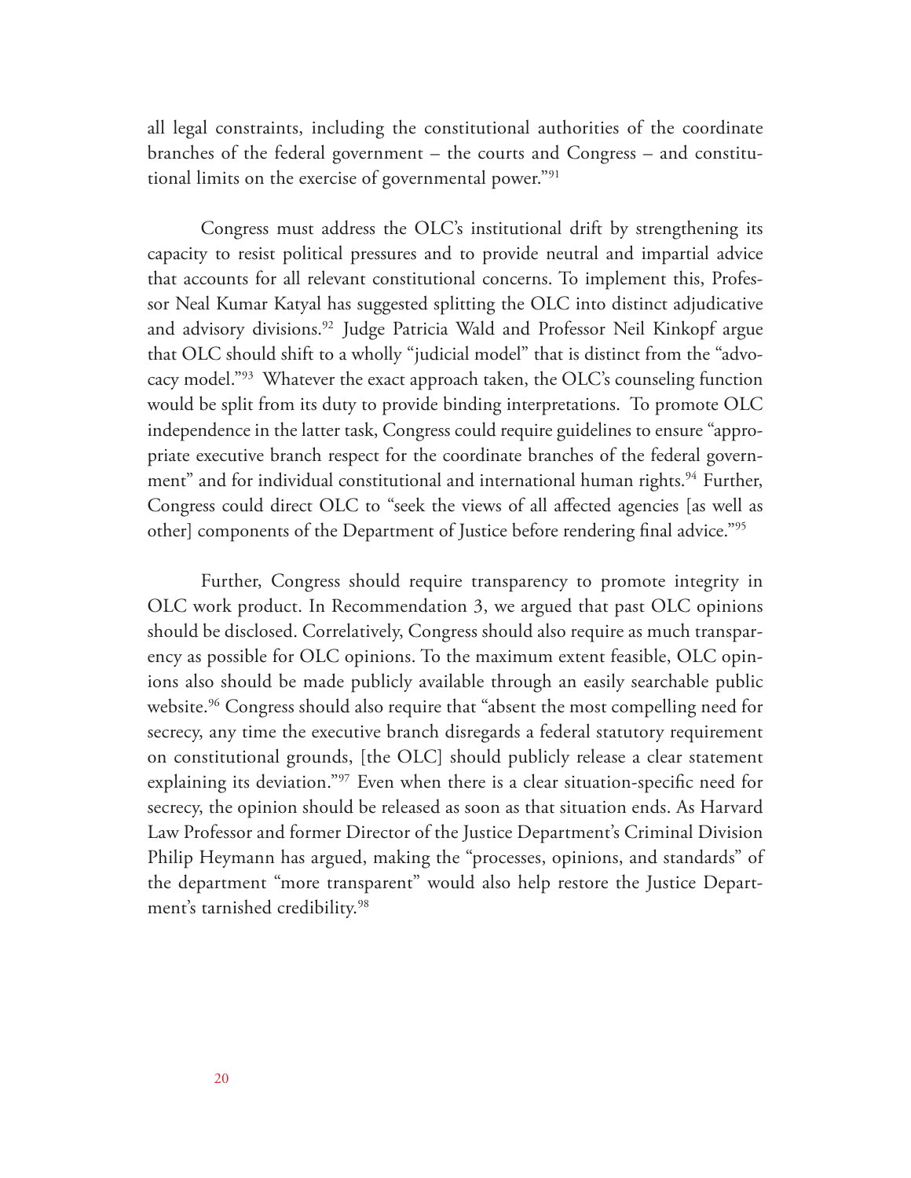all legal constraints, including the constitutional authorities of the coordinate branches of the federal government – the courts and Congress – and constitutional limits on the exercise of governmental power."[91]

Congress must address the OLC's institutional drift by strengthening its capacity to resist political pressures and to provide neutral and impartial advice that accounts for all relevant constitutional concerns. To implement this, Professor Neal Kumar Katyal has suggested splitting the OLC into distinct adjudicative and advisory divisions.[92] Judge Patricia Wald and Professor Neil Kinkopf argue that OLC should shift to a wholly "judicial model" that is distinct from the "advocacy model."[93] Whatever the exact approach taken, the OLC's counseling function would be split from its duty to provide binding interpretations. To promote OLC independence in the latter task, Congress could require guidelines to ensure "appropriate executive branch respect for the coordinate branches of the federal government" and for individual constitutional and international human rights.[94] Further, Congress could direct OLC to "seek the views of all affected agencies [as well as other] components of the Department of Justice before rendering final advice."[95]

Further, Congress should require transparency to promote integrity in OLC work product. In Recommendation 3, we argued that past OLC opinions should be disclosed. Correlatively, Congress should also require as much transparency as possible for OLC opinions. To the maximum extent feasible, OLC opinions also should be made publicly available through an easily searchable public website.[96] Congress should also require that "absent the most compelling need for secrecy, any time the executive branch disregards a federal statutory requirement on constitutional grounds, [the OLC] should publicly release a clear statement explaining its deviation."[97] Even when there is a clear situation-specific need for secrecy, the opinion should be released as soon as that situation ends. As Harvard Law Professor and former Director of the Justice Department's Criminal Division Philip Heymann has argued, making the "processes, opinions, and standards" of the department "more transparent" would also help restore the Justice Department's tarnished credibility.[98]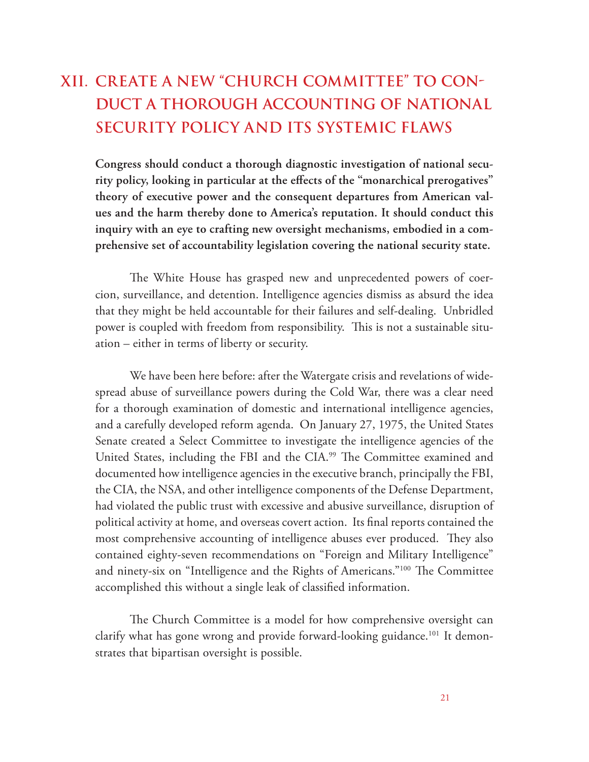## XII. CREATE A NEW "CHURCH COMMITTEE" TO CONDUCT A THOROUGH ACCOUNTING OF NATIONAL SECURITY POLICY AND ITS SYSTEMIC FLAWS

**Congress should conduct a thorough diagnostic investigation of national security policy, looking in particular at the effects of the "monarchical prerogatives" theory of executive power and the consequent departures from American values and the harm thereby done to America's reputation. It should conduct this inquiry with an eye to crafting new oversight mechanisms, embodied in a comprehensive set of accountability legislation covering the national security state.**

The White House has grasped new and unprecedented powers of coercion, surveillance, and detention. Intelligence agencies dismiss as absurd the idea that they might be held accountable for their failures and self-dealing. Unbridled power is coupled with freedom from responsibility. This is not a sustainable situation – either in terms of liberty or security.

We have been here before: after the Watergate crisis and revelations of widespread abuse of surveillance powers during the Cold War, there was a clear need for a thorough examination of domestic and international intelligence agencies, and a carefully developed reform agenda. On January 27, 1975, the United States Senate created a Select Committee to investigate the intelligence agencies of the United States, including the FBI and the CIA.[99] The Committee examined and documented how intelligence agencies in the executive branch, principally the FBI, the CIA, the NSA, and other intelligence components of the Defense Department, had violated the public trust with excessive and abusive surveillance, disruption of political activity at home, and overseas covert action. Its final reports contained the most comprehensive accounting of intelligence abuses ever produced. They also contained eighty-seven recommendations on "Foreign and Military Intelligence" and ninety-six on "Intelligence and the Rights of Americans."[100] The Committee accomplished this without a single leak of classified information.

The Church Committee is a model for how comprehensive oversight can clarify what has gone wrong and provide forward-looking guidance.[101] It demonstrates that bipartisan oversight is possible.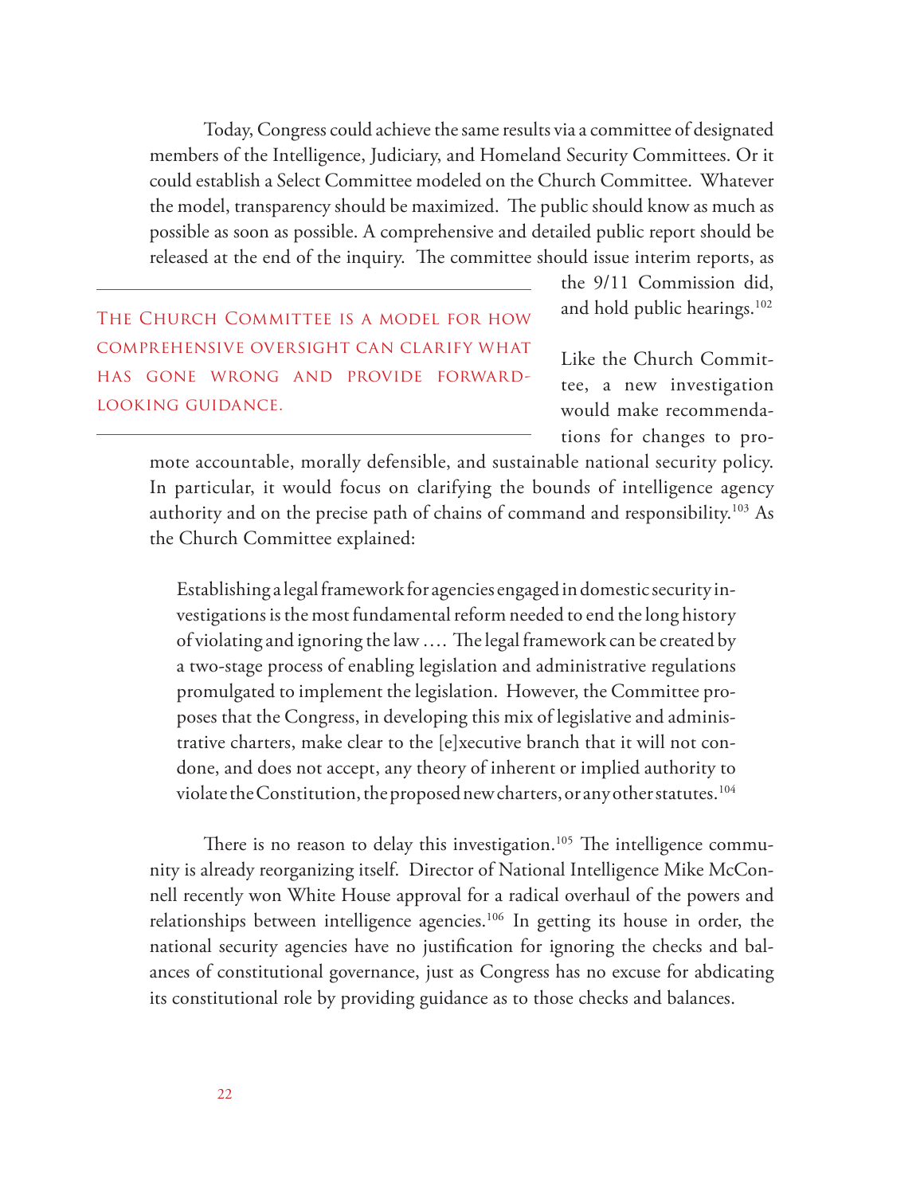Today, Congress could achieve the same results via a committee of designated members of the Intelligence, Judiciary, and Homeland Security Committees. Or it could establish a Select Committee modeled on the Church Committee. Whatever the model, transparency should be maximized. The public should know as much as possible as soon as possible. A comprehensive and detailed public report should be released at the end of the inquiry. The committee should issue interim reports, as the 9/11 Commission did, and hold public hearings.[102]

> The Church Committee is a model for how comprehensive oversight can clarify what has gone wrong and provide forward-looking guidance.

Like the Church Committee, a new investigation would make recommendations for changes to promote accountable, morally defensible, and sustainable national security policy. In particular, it would focus on clarifying the bounds of intelligence agency authority and on the precise path of chains of command and responsibility.[103] As the Church Committee explained:

> Establishing a legal framework for agencies engaged in domestic security investigations is the most fundamental reform needed to end the long history of violating and ignoring the law .... The legal framework can be created by a two-stage process of enabling legislation and administrative regulations promulgated to implement the legislation. However, the Committee proposes that the Congress, in developing this mix of legislative and administrative charters, make clear to the [e]xecutive branch that it will not condone, and does not accept, any theory of inherent or implied authority to violate the Constitution, the proposed new charters, or any other statutes.[104]

There is no reason to delay this investigation.[105] The intelligence community is already reorganizing itself. Director of National Intelligence Mike McConnell recently won White House approval for a radical overhaul of the powers and relationships between intelligence agencies.[106] In getting its house in order, the national security agencies have no justification for ignoring the checks and balances of constitutional governance, just as Congress has no excuse for abdicating its constitutional role by providing guidance as to those checks and balances.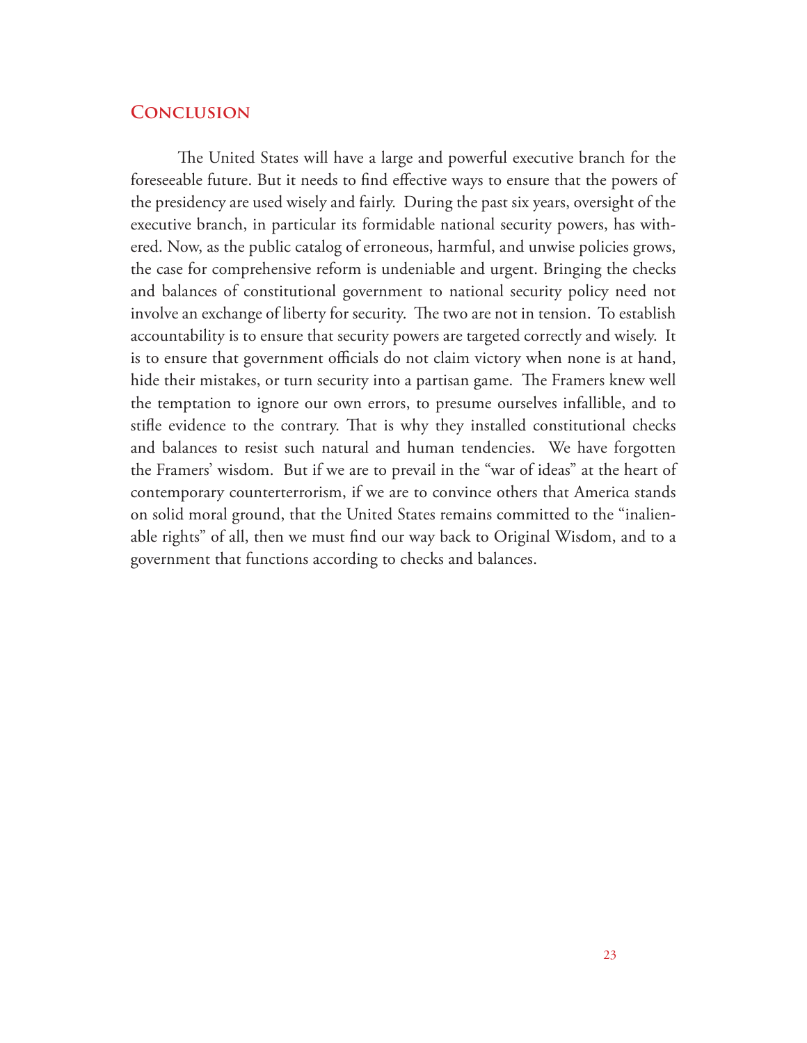## Conclusion

The United States will have a large and powerful executive branch for the foreseeable future. But it needs to find effective ways to ensure that the powers of the presidency are used wisely and fairly. During the past six years, oversight of the executive branch, in particular its formidable national security powers, has withered. Now, as the public catalog of erroneous, harmful, and unwise policies grows, the case for comprehensive reform is undeniable and urgent. Bringing the checks and balances of constitutional government to national security policy need not involve an exchange of liberty for security. The two are not in tension. To establish accountability is to ensure that security powers are targeted correctly and wisely. It is to ensure that government officials do not claim victory when none is at hand, hide their mistakes, or turn security into a partisan game. The Framers knew well the temptation to ignore our own errors, to presume ourselves infallible, and to stifle evidence to the contrary. That is why they installed constitutional checks and balances to resist such natural and human tendencies. We have forgotten the Framers' wisdom. But if we are to prevail in the "war of ideas" at the heart of contemporary counterterrorism, if we are to convince others that America stands on solid moral ground, that the United States remains committed to the "inalienable rights" of all, then we must find our way back to Original Wisdom, and to a government that functions according to checks and balances.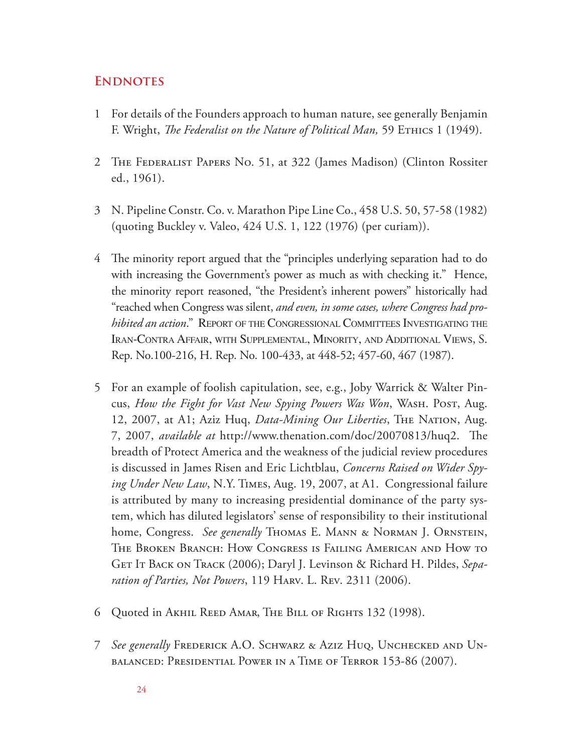## Endnotes

1. For details of the Founders approach to human nature, see generally Benjamin F. Wright, *The Federalist on the Nature of Political Man,* 59 Ethics 1 (1949).

2. The Federalist Papers No. 51, at 322 (James Madison) (Clinton Rossiter ed., 1961).

3. N. Pipeline Constr. Co. v. Marathon Pipe Line Co., 458 U.S. 50, 57-58 (1982) (quoting Buckley v. Valeo, 424 U.S. 1, 122 (1976) (per curiam)).

4. The minority report argued that the "principles underlying separation had to do with increasing the Government's power as much as with checking it." Hence, the minority report reasoned, "the President's inherent powers" historically had "reached when Congress was silent, *and even, in some cases, where Congress had prohibited an action*." Report of the Congressional Committees Investigating the Iran-Contra Affair, with Supplemental, Minority, and Additional Views, S. Rep. No.100-216, H. Rep. No. 100-433, at 448-52; 457-60, 467 (1987).

5. For an example of foolish capitulation, see, e.g., Joby Warrick & Walter Pincus, *How the Fight for Vast New Spying Powers Was Won*, Wash. Post, Aug. 12, 2007, at A1; Aziz Huq, *Data-Mining Our Liberties*, The Nation, Aug. 7, 2007, *available at* http://www.thenation.com/doc/20070813/huq2. The breadth of Protect America and the weakness of the judicial review procedures is discussed in James Risen and Eric Lichtblau, *Concerns Raised on Wider Spying Under New Law*, N.Y. Times, Aug. 19, 2007, at A1. Congressional failure is attributed by many to increasing presidential dominance of the party system, which has diluted legislators' sense of responsibility to their institutional home, Congress. *See generally* Thomas E. Mann & Norman J. Ornstein, The Broken Branch: How Congress is Failing American and How to Get It Back on Track (2006); Daryl J. Levinson & Richard H. Pildes, *Separation of Parties, Not Powers*, 119 Harv. L. Rev. 2311 (2006).

6. Quoted in Akhil Reed Amar, The Bill of Rights 132 (1998).

7. *See generally* Frederick A.O. Schwarz & Aziz Huq, Unchecked and Unbalanced: Presidential Power in a Time of Terror 153-86 (2007).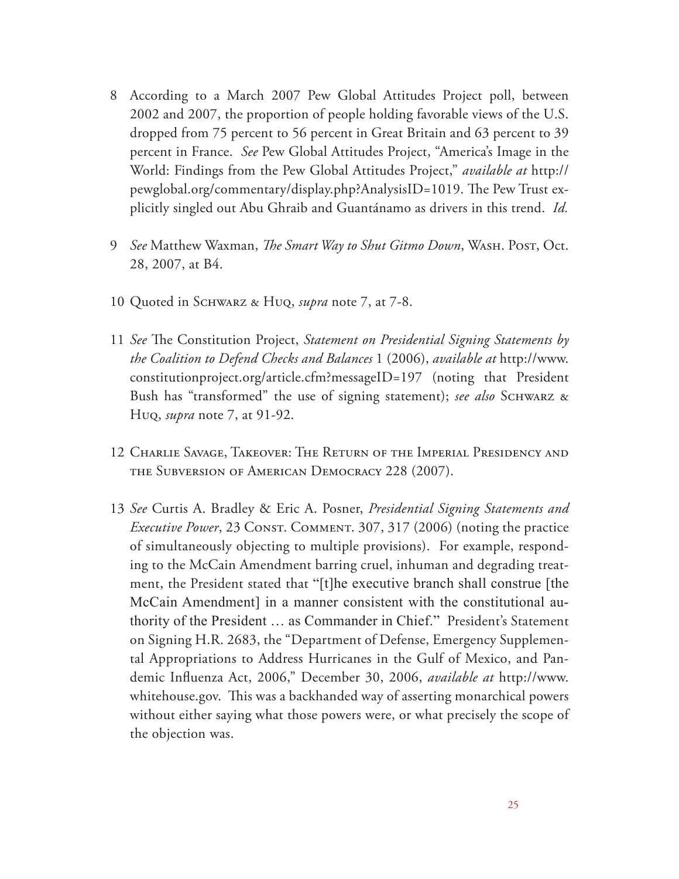8 According to a March 2007 Pew Global Attitudes Project poll, between 2002 and 2007, the proportion of people holding favorable views of the U.S. dropped from 75 percent to 56 percent in Great Britain and 63 percent to 39 percent in France. *See* Pew Global Attitudes Project, "America's Image in the World: Findings from the Pew Global Attitudes Project," *available at* http://pewglobal.org/commentary/display.php?AnalysisID=1019. The Pew Trust explicitly singled out Abu Ghraib and Guantánamo as drivers in this trend. *Id.*

9 *See* Matthew Waxman, *The Smart Way to Shut Gitmo Down*, Wash. Post, Oct. 28, 2007, at B4.

10 Quoted in Schwarz & Huq, *supra* note 7, at 7-8.

11 *See* The Constitution Project, *Statement on Presidential Signing Statements by the Coalition to Defend Checks and Balances* 1 (2006), *available at* http://www.constitutionproject.org/article.cfm?messageID=197 (noting that President Bush has "transformed" the use of signing statement); *see also* Schwarz & Huq, *supra* note 7, at 91-92.

12 Charlie Savage, Takeover: The Return of the Imperial Presidency and the Subversion of American Democracy 228 (2007).

13 *See* Curtis A. Bradley & Eric A. Posner, *Presidential Signing Statements and Executive Power*, 23 Const. Comment. 307, 317 (2006) (noting the practice of simultaneously objecting to multiple provisions). For example, responding to the McCain Amendment barring cruel, inhuman and degrading treatment, the President stated that "[t]he executive branch shall construe [the McCain Amendment] in a manner consistent with the constitutional authority of the President … as Commander in Chief." President's Statement on Signing H.R. 2683, the "Department of Defense, Emergency Supplemental Appropriations to Address Hurricanes in the Gulf of Mexico, and Pandemic Influenza Act, 2006," December 30, 2006, *available at* http://www.whitehouse.gov. This was a backhanded way of asserting monarchical powers without either saying what those powers were, or what precisely the scope of the objection was.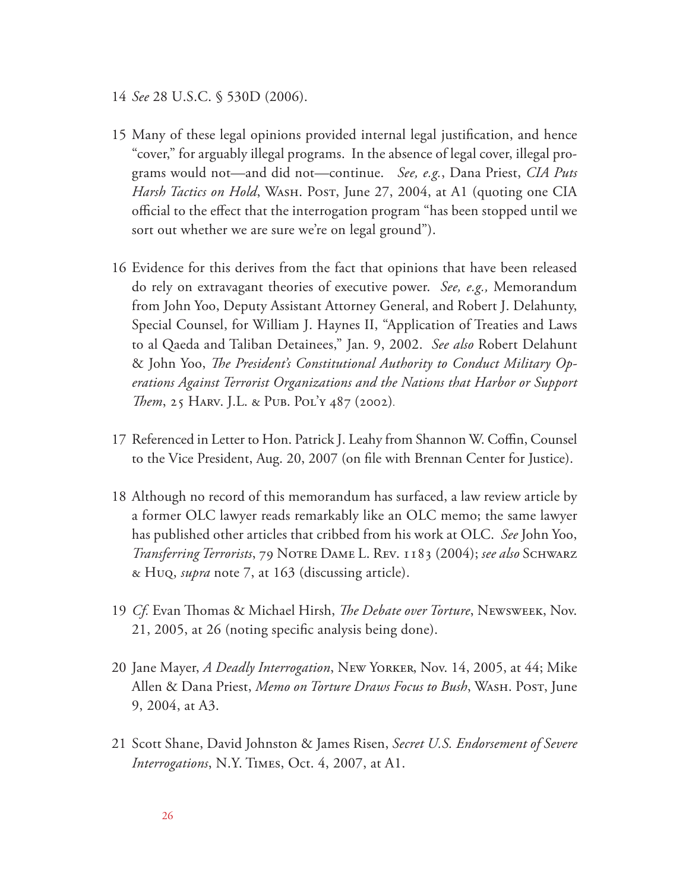14 *See* 28 U.S.C. § 530D (2006).

15 Many of these legal opinions provided internal legal justification, and hence "cover," for arguably illegal programs. In the absence of legal cover, illegal programs would not—and did not—continue. *See, e.g.*, Dana Priest, *CIA Puts Harsh Tactics on Hold*, Wash. Post, June 27, 2004, at A1 (quoting one CIA official to the effect that the interrogation program "has been stopped until we sort out whether we are sure we're on legal ground").

16 Evidence for this derives from the fact that opinions that have been released do rely on extravagant theories of executive power. *See, e.g.,* Memorandum from John Yoo, Deputy Assistant Attorney General, and Robert J. Delahunty, Special Counsel, for William J. Haynes II, "Application of Treaties and Laws to al Qaeda and Taliban Detainees," Jan. 9, 2002. *See also* Robert Delahunt & John Yoo, *The President's Constitutional Authority to Conduct Military Operations Against Terrorist Organizations and the Nations that Harbor or Support Them*, 25 Harv. J.L. & Pub. Pol'y 487 (2002).

17 Referenced in Letter to Hon. Patrick J. Leahy from Shannon W. Coffin, Counsel to the Vice President, Aug. 20, 2007 (on file with Brennan Center for Justice).

18 Although no record of this memorandum has surfaced, a law review article by a former OLC lawyer reads remarkably like an OLC memo; the same lawyer has published other articles that cribbed from his work at OLC. *See* John Yoo, *Transferring Terrorists*, 79 Notre Dame L. Rev. 1183 (2004); *see also* Schwarz & Huq, *supra* note 7, at 163 (discussing article).

19 *Cf.* Evan Thomas & Michael Hirsh, *The Debate over Torture*, Newsweek, Nov. 21, 2005, at 26 (noting specific analysis being done).

20 Jane Mayer, *A Deadly Interrogation*, New Yorker, Nov. 14, 2005, at 44; Mike Allen & Dana Priest, *Memo on Torture Draws Focus to Bush*, Wash. Post, June 9, 2004, at A3.

21 Scott Shane, David Johnston & James Risen, *Secret U.S. Endorsement of Severe Interrogations*, N.Y. Times, Oct. 4, 2007, at A1.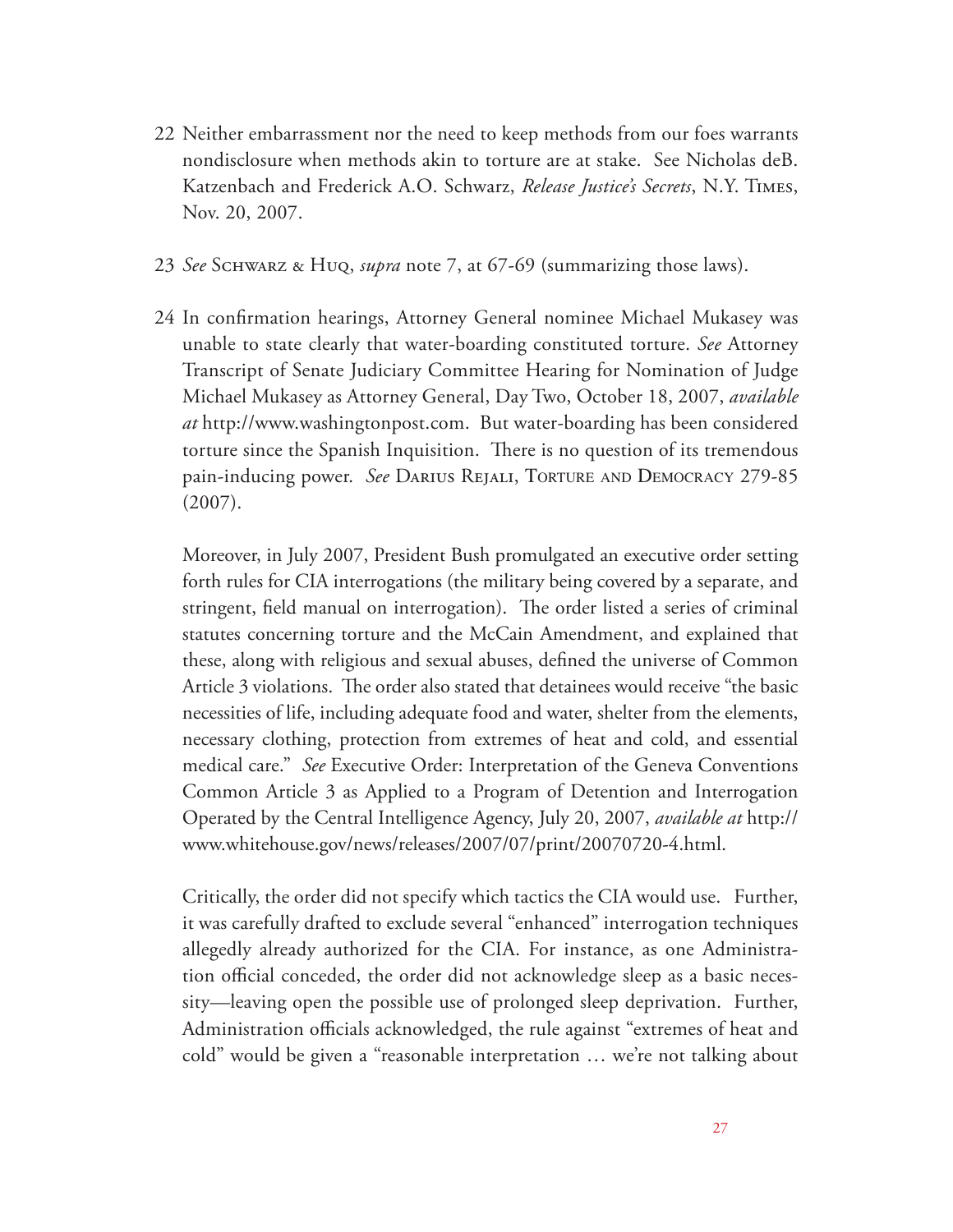22 Neither embarrassment nor the need to keep methods from our foes warrants nondisclosure when methods akin to torture are at stake. See Nicholas deB. Katzenbach and Frederick A.O. Schwarz, *Release Justice's Secrets*, N.Y. Times, Nov. 20, 2007.

23 *See* Schwarz & Huq, *supra* note 7, at 67-69 (summarizing those laws).

24 In confirmation hearings, Attorney General nominee Michael Mukasey was unable to state clearly that water-boarding constituted torture. *See* Attorney Transcript of Senate Judiciary Committee Hearing for Nomination of Judge Michael Mukasey as Attorney General, Day Two, October 18, 2007, *available at* http://www.washingtonpost.com. But water-boarding has been considered torture since the Spanish Inquisition. There is no question of its tremendous pain-inducing power. *See* Darius Rejali, Torture and Democracy 279-85 (2007).

Moreover, in July 2007, President Bush promulgated an executive order setting forth rules for CIA interrogations (the military being covered by a separate, and stringent, field manual on interrogation). The order listed a series of criminal statutes concerning torture and the McCain Amendment, and explained that these, along with religious and sexual abuses, defined the universe of Common Article 3 violations. The order also stated that detainees would receive "the basic necessities of life, including adequate food and water, shelter from the elements, necessary clothing, protection from extremes of heat and cold, and essential medical care." *See* Executive Order: Interpretation of the Geneva Conventions Common Article 3 as Applied to a Program of Detention and Interrogation Operated by the Central Intelligence Agency, July 20, 2007, *available at* http://www.whitehouse.gov/news/releases/2007/07/print/20070720-4.html.

Critically, the order did not specify which tactics the CIA would use. Further, it was carefully drafted to exclude several "enhanced" interrogation techniques allegedly already authorized for the CIA. For instance, as one Administration official conceded, the order did not acknowledge sleep as a basic necessity—leaving open the possible use of prolonged sleep deprivation. Further, Administration officials acknowledged, the rule against "extremes of heat and cold" would be given a "reasonable interpretation … we're not talking about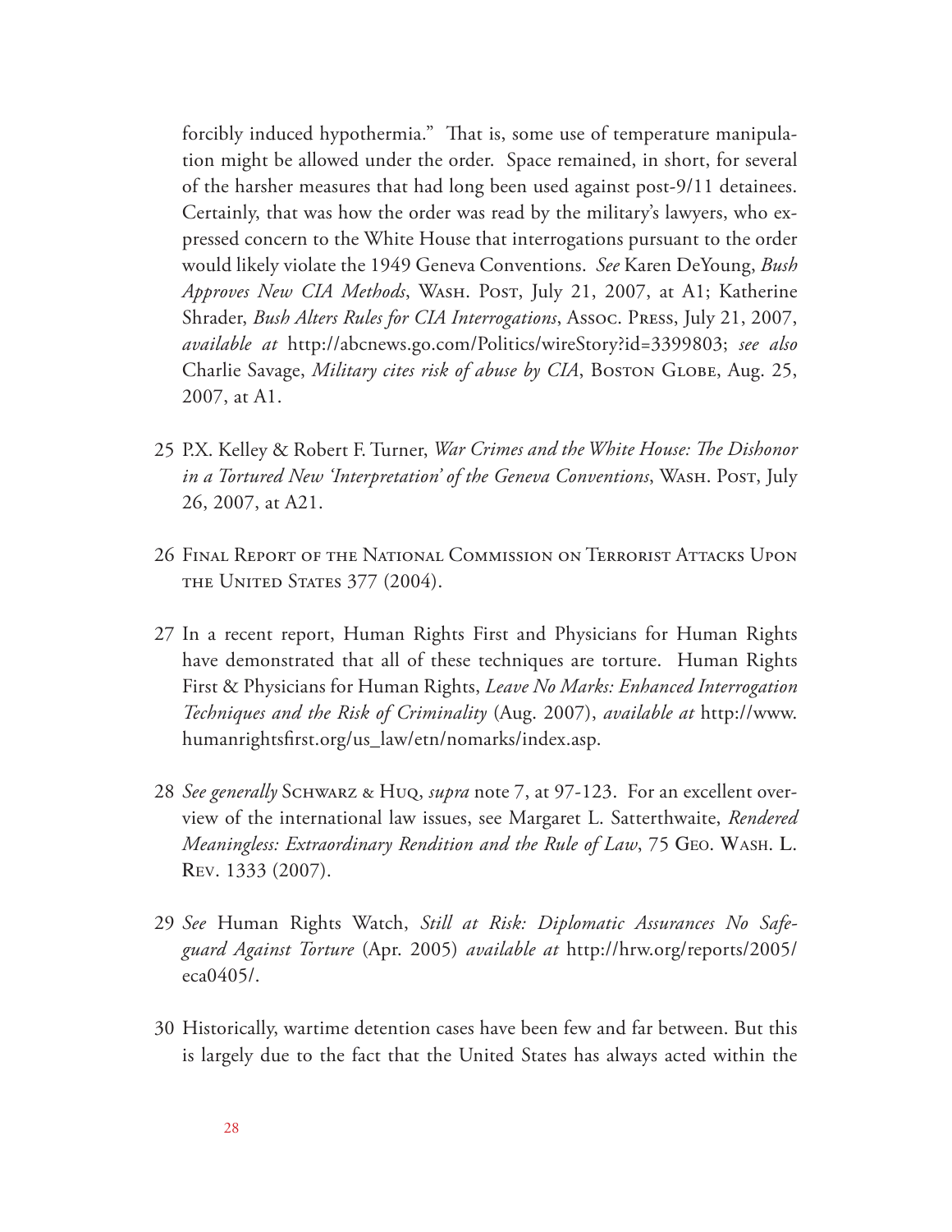forcibly induced hypothermia." That is, some use of temperature manipulation might be allowed under the order. Space remained, in short, for several of the harsher measures that had long been used against post-9/11 detainees. Certainly, that was how the order was read by the military's lawyers, who expressed concern to the White House that interrogations pursuant to the order would likely violate the 1949 Geneva Conventions. *See* Karen DeYoung, *Bush Approves New CIA Methods*, Wash. Post, July 21, 2007, at A1; Katherine Shrader, *Bush Alters Rules for CIA Interrogations*, Assoc. Press, July 21, 2007, *available at* http://abcnews.go.com/Politics/wireStory?id=3399803; *see also* Charlie Savage, *Military cites risk of abuse by CIA*, Boston Globe, Aug. 25, 2007, at A1.

25 P.X. Kelley & Robert F. Turner, *War Crimes and the White House: The Dishonor in a Tortured New 'Interpretation' of the Geneva Conventions*, Wash. Post, July 26, 2007, at A21.

26 Final Report of the National Commission on Terrorist Attacks Upon the United States 377 (2004).

27 In a recent report, Human Rights First and Physicians for Human Rights have demonstrated that all of these techniques are torture. Human Rights First & Physicians for Human Rights, *Leave No Marks: Enhanced Interrogation Techniques and the Risk of Criminality* (Aug. 2007), *available at* http://www.humanrightsfirst.org/us_law/etn/nomarks/index.asp.

28 *See generally* Schwarz & Huq, *supra* note 7, at 97-123. For an excellent overview of the international law issues, see Margaret L. Satterthwaite, *Rendered Meaningless: Extraordinary Rendition and the Rule of Law*, 75 Geo. Wash. L. Rev. 1333 (2007).

29 *See* Human Rights Watch, *Still at Risk: Diplomatic Assurances No Safeguard Against Torture* (Apr. 2005) *available at* http://hrw.org/reports/2005/eca0405/.

30 Historically, wartime detention cases have been few and far between. But this is largely due to the fact that the United States has always acted within the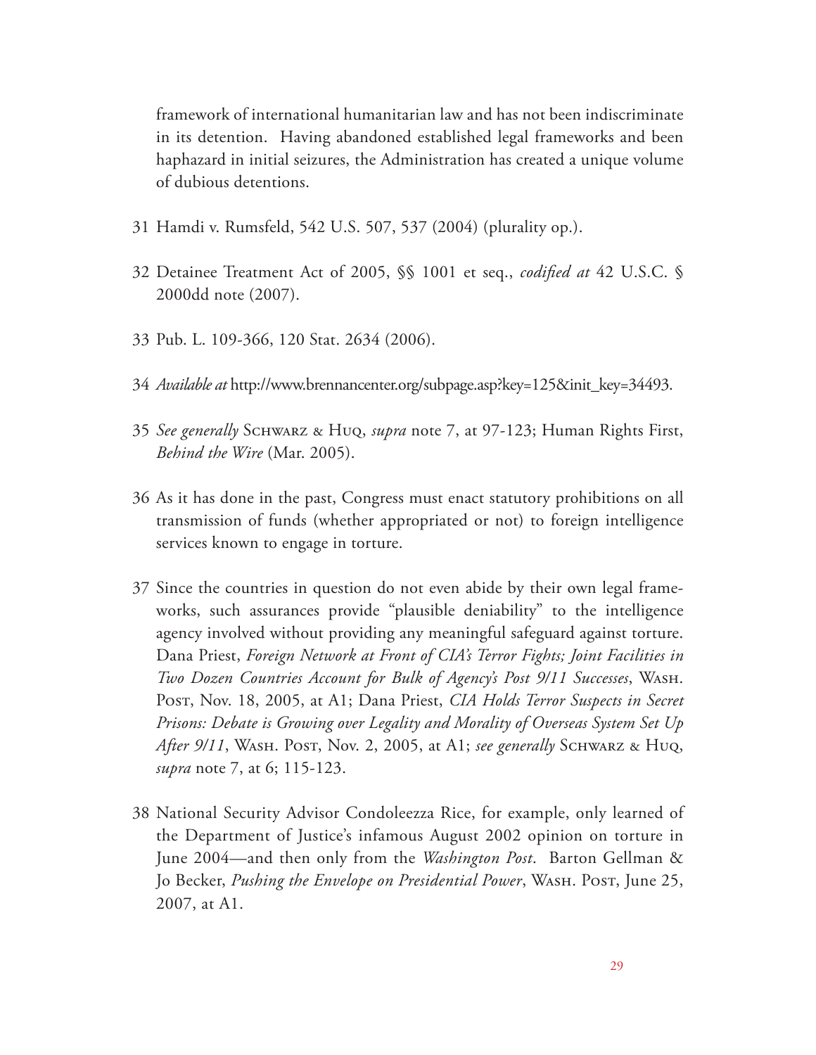framework of international humanitarian law and has not been indiscriminate in its detention. Having abandoned established legal frameworks and been haphazard in initial seizures, the Administration has created a unique volume of dubious detentions.

31 Hamdi v. Rumsfeld, 542 U.S. 507, 537 (2004) (plurality op.).

32 Detainee Treatment Act of 2005, §§ 1001 et seq., *codified at* 42 U.S.C. § 2000dd note (2007).

33 Pub. L. 109-366, 120 Stat. 2634 (2006).

34 *Available at* http://www.brennancenter.org/subpage.asp?key=125&init_key=34493.

35 *See generally* Schwarz & Huq, *supra* note 7, at 97-123; Human Rights First, *Behind the Wire* (Mar. 2005).

36 As it has done in the past, Congress must enact statutory prohibitions on all transmission of funds (whether appropriated or not) to foreign intelligence services known to engage in torture.

37 Since the countries in question do not even abide by their own legal frameworks, such assurances provide "plausible deniability" to the intelligence agency involved without providing any meaningful safeguard against torture. Dana Priest, *Foreign Network at Front of CIA's Terror Fights; Joint Facilities in Two Dozen Countries Account for Bulk of Agency's Post 9/11 Successes*, Wash. Post, Nov. 18, 2005, at A1; Dana Priest, *CIA Holds Terror Suspects in Secret Prisons: Debate is Growing over Legality and Morality of Overseas System Set Up After 9/11*, Wash. Post, Nov. 2, 2005, at A1; *see generally* Schwarz & Huq, *supra* note 7, at 6; 115-123.

38 National Security Advisor Condoleezza Rice, for example, only learned of the Department of Justice's infamous August 2002 opinion on torture in June 2004—and then only from the *Washington Post*. Barton Gellman & Jo Becker, *Pushing the Envelope on Presidential Power*, Wash. Post, June 25, 2007, at A1.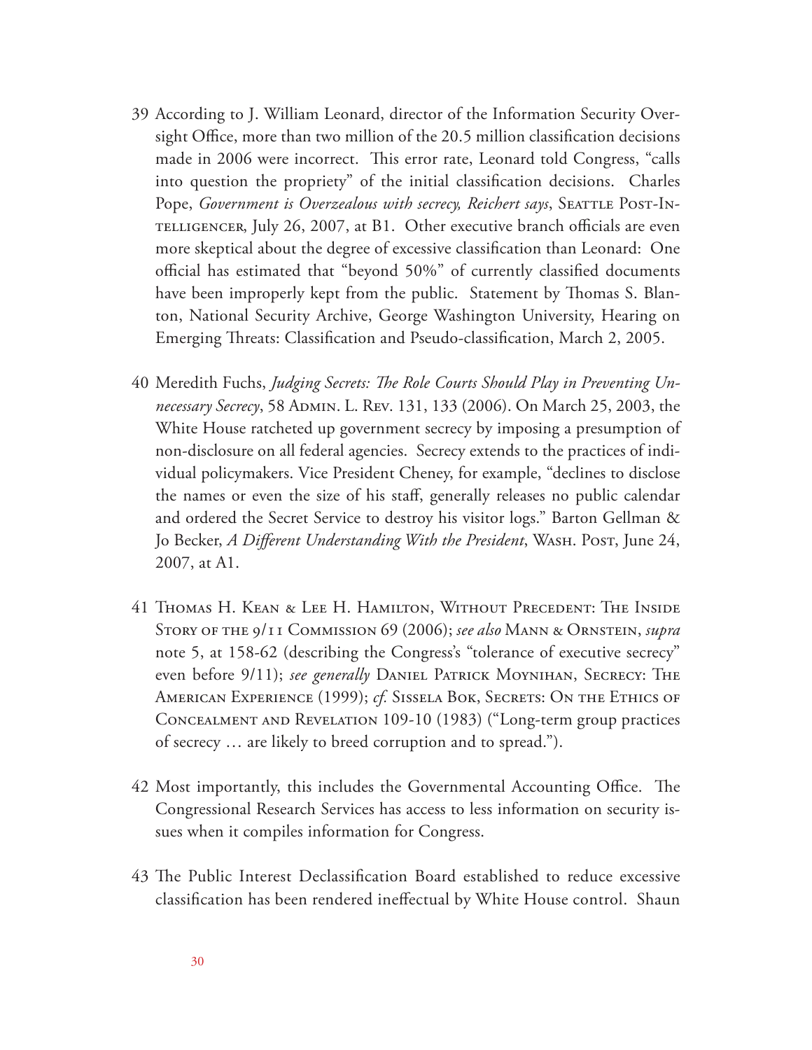39 According to J. William Leonard, director of the Information Security Oversight Office, more than two million of the 20.5 million classification decisions made in 2006 were incorrect. This error rate, Leonard told Congress, "calls into question the propriety" of the initial classification decisions. Charles Pope, *Government is Overzealous with secrecy, Reichert says*, Seattle Post-Intelligencer, July 26, 2007, at B1. Other executive branch officials are even more skeptical about the degree of excessive classification than Leonard: One official has estimated that "beyond 50%" of currently classified documents have been improperly kept from the public. Statement by Thomas S. Blanton, National Security Archive, George Washington University, Hearing on Emerging Threats: Classification and Pseudo-classification, March 2, 2005.

40 Meredith Fuchs, *Judging Secrets: The Role Courts Should Play in Preventing Unnecessary Secrecy*, 58 Admin. L. Rev. 131, 133 (2006). On March 25, 2003, the White House ratcheted up government secrecy by imposing a presumption of non-disclosure on all federal agencies. Secrecy extends to the practices of individual policymakers. Vice President Cheney, for example, "declines to disclose the names or even the size of his staff, generally releases no public calendar and ordered the Secret Service to destroy his visitor logs." Barton Gellman & Jo Becker, *A Different Understanding With the President*, Wash. Post, June 24, 2007, at A1.

41 Thomas H. Kean & Lee H. Hamilton, Without Precedent: The Inside Story of the 9/11 Commission 69 (2006); *see also* Mann & Ornstein, *supra* note 5, at 158-62 (describing the Congress's "tolerance of executive secrecy" even before 9/11); *see generally* Daniel Patrick Moynihan, Secrecy: The American Experience (1999); *cf.* Sissela Bok, Secrets: On the Ethics of Concealment and Revelation 109-10 (1983) ("Long-term group practices of secrecy … are likely to breed corruption and to spread.").

42 Most importantly, this includes the Governmental Accounting Office. The Congressional Research Services has access to less information on security issues when it compiles information for Congress.

43 The Public Interest Declassification Board established to reduce excessive classification has been rendered ineffectual by White House control. Shaun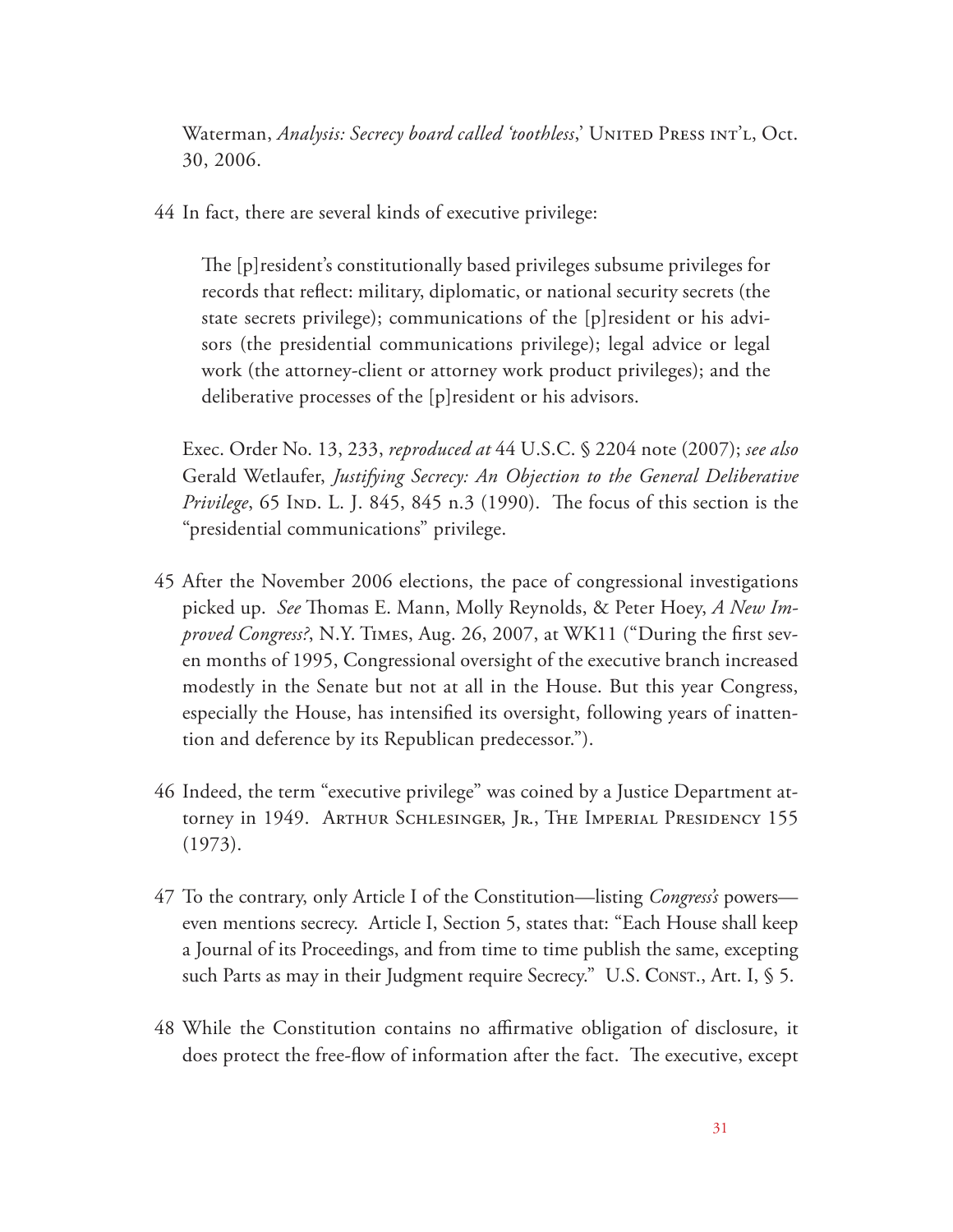Waterman, *Analysis: Secrecy board called 'toothless*,' United Press int'l, Oct. 30, 2006.

44 In fact, there are several kinds of executive privilege:

> The [p]resident's constitutionally based privileges subsume privileges for records that reflect: military, diplomatic, or national security secrets (the state secrets privilege); communications of the [p]resident or his advisors (the presidential communications privilege); legal advice or legal work (the attorney-client or attorney work product privileges); and the deliberative processes of the [p]resident or his advisors.

Exec. Order No. 13, 233, *reproduced at* 44 U.S.C. § 2204 note (2007); *see also* Gerald Wetlaufer, *Justifying Secrecy: An Objection to the General Deliberative Privilege*, 65 Ind. L. J. 845, 845 n.3 (1990). The focus of this section is the "presidential communications" privilege.

45 After the November 2006 elections, the pace of congressional investigations picked up. *See* Thomas E. Mann, Molly Reynolds, & Peter Hoey, *A New Improved Congress?*, N.Y. Times, Aug. 26, 2007, at WK11 ("During the first seven months of 1995, Congressional oversight of the executive branch increased modestly in the Senate but not at all in the House. But this year Congress, especially the House, has intensified its oversight, following years of inattention and deference by its Republican predecessor.").

46 Indeed, the term "executive privilege" was coined by a Justice Department attorney in 1949. Arthur Schlesinger, Jr., The Imperial Presidency 155 (1973).

47 To the contrary, only Article I of the Constitution—listing *Congress's* powers—even mentions secrecy. Article I, Section 5, states that: "Each House shall keep a Journal of its Proceedings, and from time to time publish the same, excepting such Parts as may in their Judgment require Secrecy." U.S. Const., Art. I, § 5.

48 While the Constitution contains no affirmative obligation of disclosure, it does protect the free-flow of information after the fact. The executive, except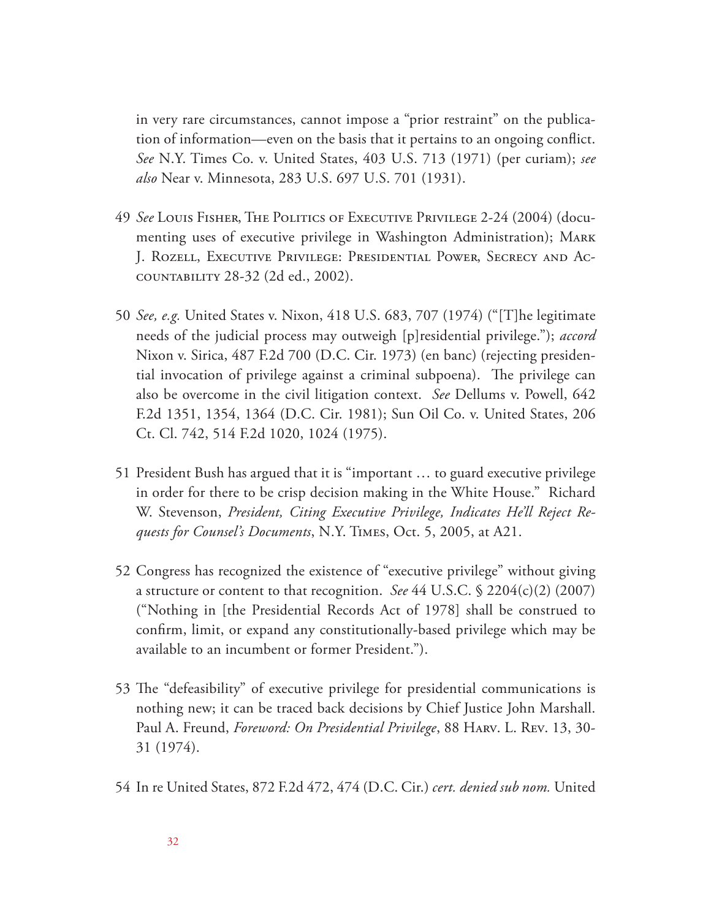in very rare circumstances, cannot impose a "prior restraint" on the publication of information—even on the basis that it pertains to an ongoing conflict. *See* N.Y. Times Co. v. United States, 403 U.S. 713 (1971) (per curiam); *see also* Near v. Minnesota, 283 U.S. 697 U.S. 701 (1931).

49 *See* Louis Fisher, The Politics of Executive Privilege 2-24 (2004) (documenting uses of executive privilege in Washington Administration); Mark J. Rozell, Executive Privilege: Presidential Power, Secrecy and Accountability 28-32 (2d ed., 2002).

50 *See, e.g.* United States v. Nixon, 418 U.S. 683, 707 (1974) ("[T]he legitimate needs of the judicial process may outweigh [p]residential privilege."); *accord* Nixon v. Sirica, 487 F.2d 700 (D.C. Cir. 1973) (en banc) (rejecting presidential invocation of privilege against a criminal subpoena). The privilege can also be overcome in the civil litigation context. *See* Dellums v. Powell, 642 F.2d 1351, 1354, 1364 (D.C. Cir. 1981); Sun Oil Co. v. United States, 206 Ct. Cl. 742, 514 F.2d 1020, 1024 (1975).

51 President Bush has argued that it is "important … to guard executive privilege in order for there to be crisp decision making in the White House." Richard W. Stevenson, *President, Citing Executive Privilege, Indicates He'll Reject Requests for Counsel's Documents*, N.Y. Times, Oct. 5, 2005, at A21.

52 Congress has recognized the existence of "executive privilege" without giving a structure or content to that recognition. *See* 44 U.S.C. § 2204(c)(2) (2007) ("Nothing in [the Presidential Records Act of 1978] shall be construed to confirm, limit, or expand any constitutionally-based privilege which may be available to an incumbent or former President.").

53 The "defeasibility" of executive privilege for presidential communications is nothing new; it can be traced back decisions by Chief Justice John Marshall. Paul A. Freund, *Foreword: On Presidential Privilege*, 88 Harv. L. Rev. 13, 30-31 (1974).

54 In re United States, 872 F.2d 472, 474 (D.C. Cir.) *cert. denied sub nom.* United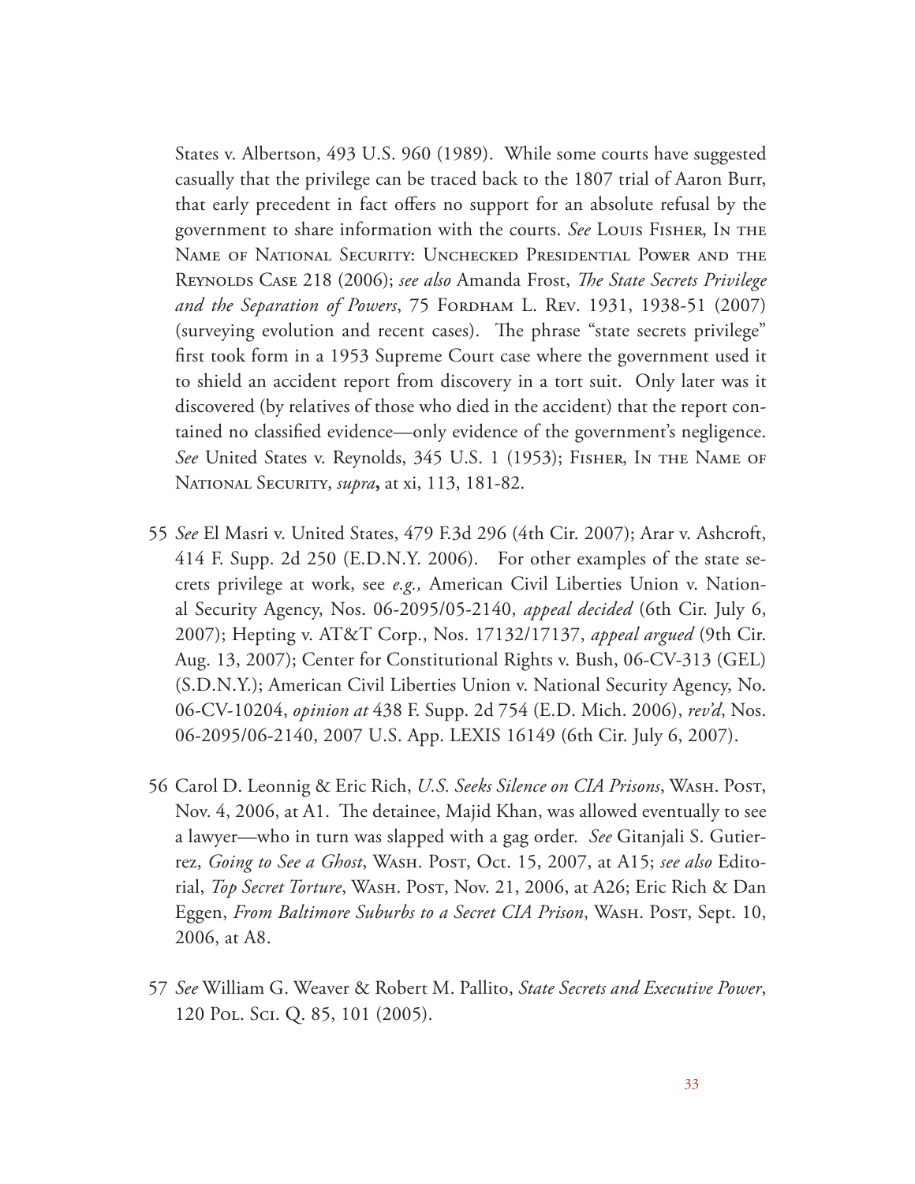States v. Albertson, 493 U.S. 960 (1989). While some courts have suggested casually that the privilege can be traced back to the 1807 trial of Aaron Burr, that early precedent in fact offers no support for an absolute refusal by the government to share information with the courts. *See* Louis Fisher, In the Name of National Security: Unchecked Presidential Power and the Reynolds Case 218 (2006); *see also* Amanda Frost, *The State Secrets Privilege and the Separation of Powers*, 75 Fordham L. Rev. 1931, 1938-51 (2007) (surveying evolution and recent cases). The phrase "state secrets privilege" first took form in a 1953 Supreme Court case where the government used it to shield an accident report from discovery in a tort suit. Only later was it discovered (by relatives of those who died in the accident) that the report contained no classified evidence—only evidence of the government's negligence. *See* United States v. Reynolds, 345 U.S. 1 (1953); Fisher, In the Name of National Security, *supra***,** at xi, 113, 181-82.

55 *See* El Masri v. United States, 479 F.3d 296 (4th Cir. 2007); Arar v. Ashcroft, 414 F. Supp. 2d 250 (E.D.N.Y. 2006). For other examples of the state secrets privilege at work, see *e.g.,* American Civil Liberties Union v. National Security Agency, Nos. 06-2095/05-2140, *appeal decided* (6th Cir. July 6, 2007); Hepting v. AT&T Corp., Nos. 17132/17137, *appeal argued* (9th Cir. Aug. 13, 2007); Center for Constitutional Rights v. Bush, 06-CV-313 (GEL) (S.D.N.Y.); American Civil Liberties Union v. National Security Agency, No. 06-CV-10204, *opinion at* 438 F. Supp. 2d 754 (E.D. Mich. 2006), *rev'd*, Nos. 06-2095/06-2140, 2007 U.S. App. LEXIS 16149 (6th Cir. July 6, 2007).

56 Carol D. Leonnig & Eric Rich, *U.S. Seeks Silence on CIA Prisons*, Wash. Post, Nov. 4, 2006, at A1. The detainee, Majid Khan, was allowed eventually to see a lawyer—who in turn was slapped with a gag order. *See* Gitanjali S. Gutierrez, *Going to See a Ghost*, Wash. Post, Oct. 15, 2007, at A15; *see also* Editorial, *Top Secret Torture*, Wash. Post, Nov. 21, 2006, at A26; Eric Rich & Dan Eggen, *From Baltimore Suburbs to a Secret CIA Prison*, Wash. Post, Sept. 10, 2006, at A8.

57 *See* William G. Weaver & Robert M. Pallito, *State Secrets and Executive Power*, 120 Pol. Sci. Q. 85, 101 (2005).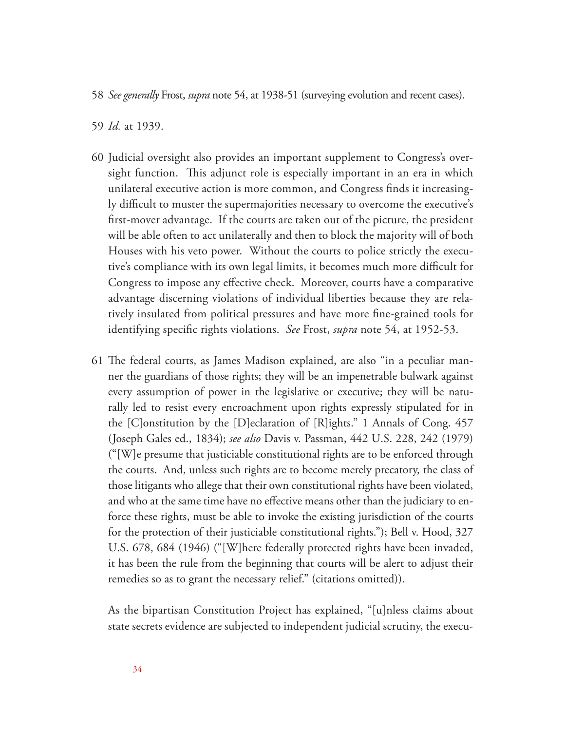58 *See generally* Frost, *supra* note 54, at 1938-51 (surveying evolution and recent cases).

59 *Id.* at 1939.

60 Judicial oversight also provides an important supplement to Congress's oversight function. This adjunct role is especially important in an era in which unilateral executive action is more common, and Congress finds it increasingly difficult to muster the supermajorities necessary to overcome the executive's first-mover advantage. If the courts are taken out of the picture, the president will be able often to act unilaterally and then to block the majority will of both Houses with his veto power. Without the courts to police strictly the executive's compliance with its own legal limits, it becomes much more difficult for Congress to impose any effective check. Moreover, courts have a comparative advantage discerning violations of individual liberties because they are relatively insulated from political pressures and have more fine-grained tools for identifying specific rights violations. *See* Frost, *supra* note 54, at 1952-53.

61 The federal courts, as James Madison explained, are also "in a peculiar manner the guardians of those rights; they will be an impenetrable bulwark against every assumption of power in the legislative or executive; they will be naturally led to resist every encroachment upon rights expressly stipulated for in the [C]onstitution by the [D]eclaration of [R]ights." 1 Annals of Cong. 457 (Joseph Gales ed., 1834); *see also* Davis v. Passman, 442 U.S. 228, 242 (1979) ("[W]e presume that justiciable constitutional rights are to be enforced through the courts. And, unless such rights are to become merely precatory, the class of those litigants who allege that their own constitutional rights have been violated, and who at the same time have no effective means other than the judiciary to enforce these rights, must be able to invoke the existing jurisdiction of the courts for the protection of their justiciable constitutional rights."); Bell v. Hood, 327 U.S. 678, 684 (1946) ("[W]here federally protected rights have been invaded, it has been the rule from the beginning that courts will be alert to adjust their remedies so as to grant the necessary relief." (citations omitted)).

As the bipartisan Constitution Project has explained, "[u]nless claims about state secrets evidence are subjected to independent judicial scrutiny, the execu-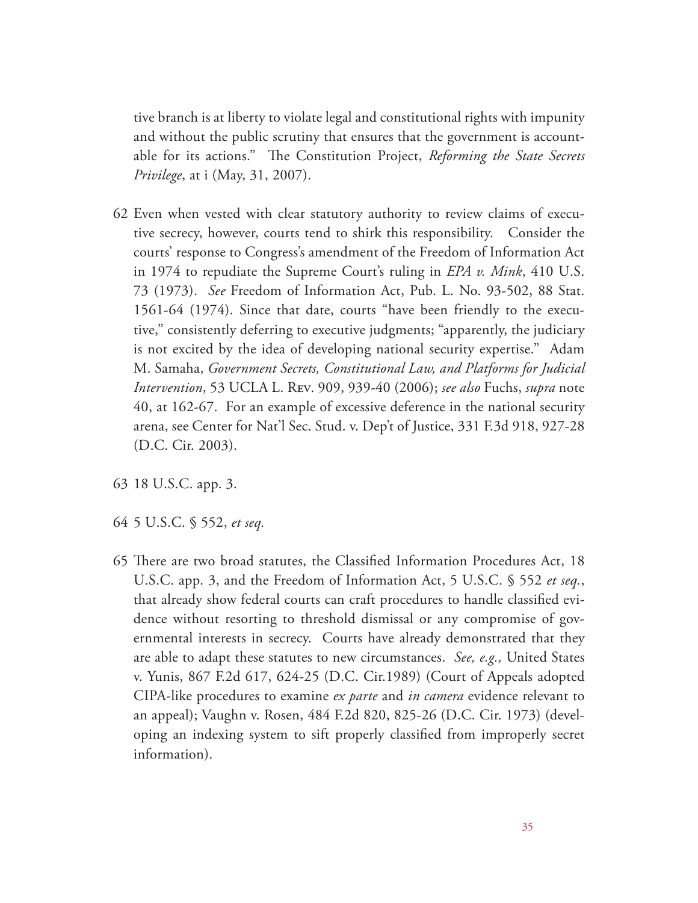tive branch is at liberty to violate legal and constitutional rights with impunity and without the public scrutiny that ensures that the government is accountable for its actions." The Constitution Project, *Reforming the State Secrets Privilege*, at i (May, 31, 2007).

62 Even when vested with clear statutory authority to review claims of executive secrecy, however, courts tend to shirk this responsibility. Consider the courts' response to Congress's amendment of the Freedom of Information Act in 1974 to repudiate the Supreme Court's ruling in *EPA v. Mink*, 410 U.S. 73 (1973). *See* Freedom of Information Act, Pub. L. No. 93-502, 88 Stat. 1561-64 (1974). Since that date, courts "have been friendly to the executive," consistently deferring to executive judgments; "apparently, the judiciary is not excited by the idea of developing national security expertise." Adam M. Samaha, *Government Secrets, Constitutional Law, and Platforms for Judicial Intervention*, 53 UCLA L. Rev. 909, 939-40 (2006); *see also* Fuchs, *supra* note 40, at 162-67. For an example of excessive deference in the national security arena, see Center for Nat'l Sec. Stud. v. Dep't of Justice, 331 F.3d 918, 927-28 (D.C. Cir. 2003).

63 18 U.S.C. app. 3.

64 5 U.S.C. § 552, *et seq.*

65 There are two broad statutes, the Classified Information Procedures Act, 18 U.S.C. app. 3, and the Freedom of Information Act, 5 U.S.C. § 552 *et seq.*, that already show federal courts can craft procedures to handle classified evidence without resorting to threshold dismissal or any compromise of governmental interests in secrecy. Courts have already demonstrated that they are able to adapt these statutes to new circumstances. *See, e.g.,* United States v. Yunis, 867 F.2d 617, 624-25 (D.C. Cir.1989) (Court of Appeals adopted CIPA-like procedures to examine *ex parte* and *in camera* evidence relevant to an appeal); Vaughn v. Rosen, 484 F.2d 820, 825-26 (D.C. Cir. 1973) (developing an indexing system to sift properly classified from improperly secret information).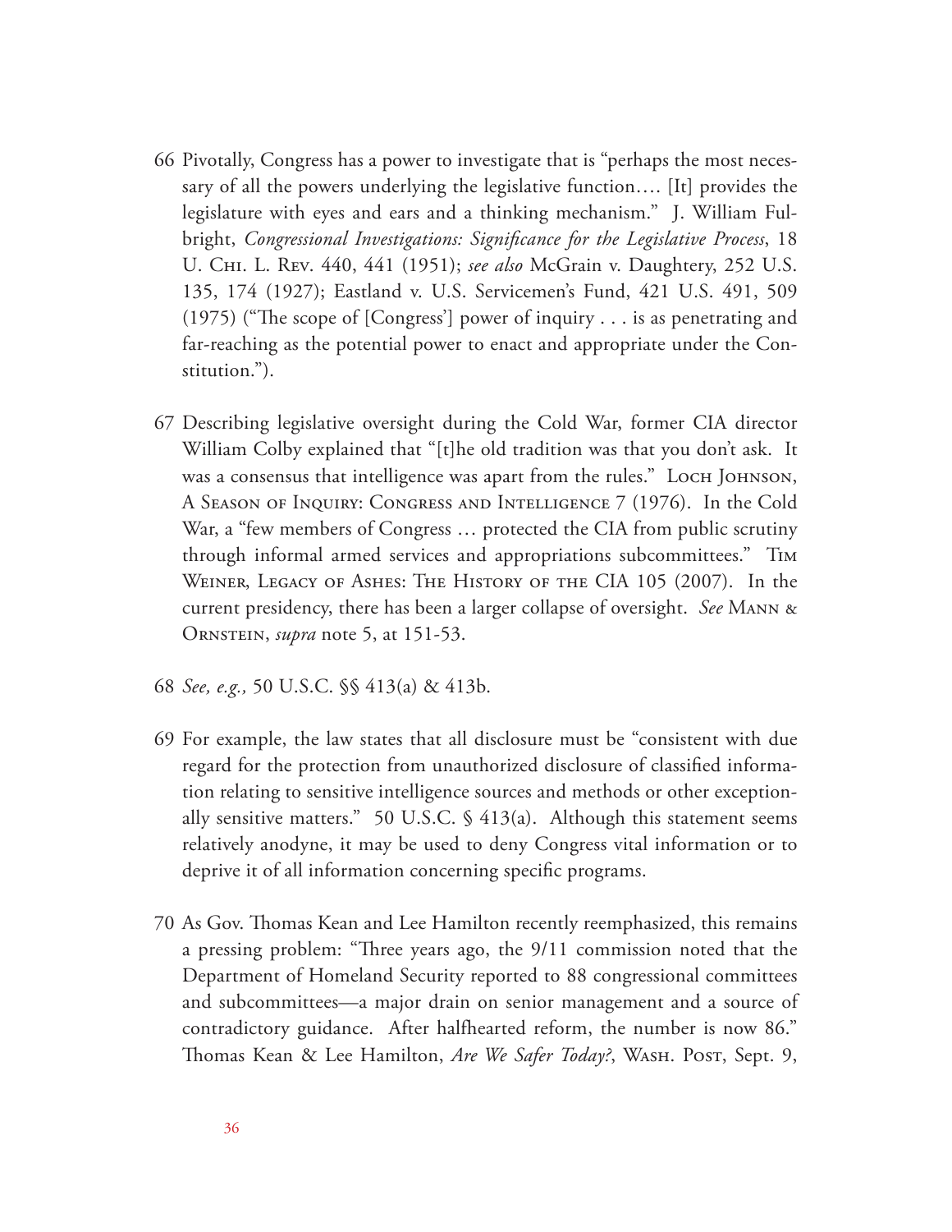66 Pivotally, Congress has a power to investigate that is "perhaps the most necessary of all the powers underlying the legislative function…. [It] provides the legislature with eyes and ears and a thinking mechanism." J. William Fulbright, *Congressional Investigations: Significance for the Legislative Process*, 18 U. Chi. L. Rev. 440, 441 (1951); *see also* McGrain v. Daughtery, 252 U.S. 135, 174 (1927); Eastland v. U.S. Servicemen's Fund, 421 U.S. 491, 509 (1975) ("The scope of [Congress'] power of inquiry . . . is as penetrating and far-reaching as the potential power to enact and appropriate under the Constitution.").

67 Describing legislative oversight during the Cold War, former CIA director William Colby explained that "[t]he old tradition was that you don't ask. It was a consensus that intelligence was apart from the rules." Loch Johnson, A Season of Inquiry: Congress and Intelligence 7 (1976). In the Cold War, a "few members of Congress … protected the CIA from public scrutiny through informal armed services and appropriations subcommittees." Tim Weiner, Legacy of Ashes: The History of the CIA 105 (2007). In the current presidency, there has been a larger collapse of oversight. *See* Mann & Ornstein, *supra* note 5, at 151-53.

68 *See, e.g.,* 50 U.S.C. §§ 413(a) & 413b.

69 For example, the law states that all disclosure must be "consistent with due regard for the protection from unauthorized disclosure of classified information relating to sensitive intelligence sources and methods or other exceptionally sensitive matters." 50 U.S.C. § 413(a). Although this statement seems relatively anodyne, it may be used to deny Congress vital information or to deprive it of all information concerning specific programs.

70 As Gov. Thomas Kean and Lee Hamilton recently reemphasized, this remains a pressing problem: "Three years ago, the 9/11 commission noted that the Department of Homeland Security reported to 88 congressional committees and subcommittees—a major drain on senior management and a source of contradictory guidance. After halfhearted reform, the number is now 86." Thomas Kean & Lee Hamilton, *Are We Safer Today?*, Wash. Post, Sept. 9,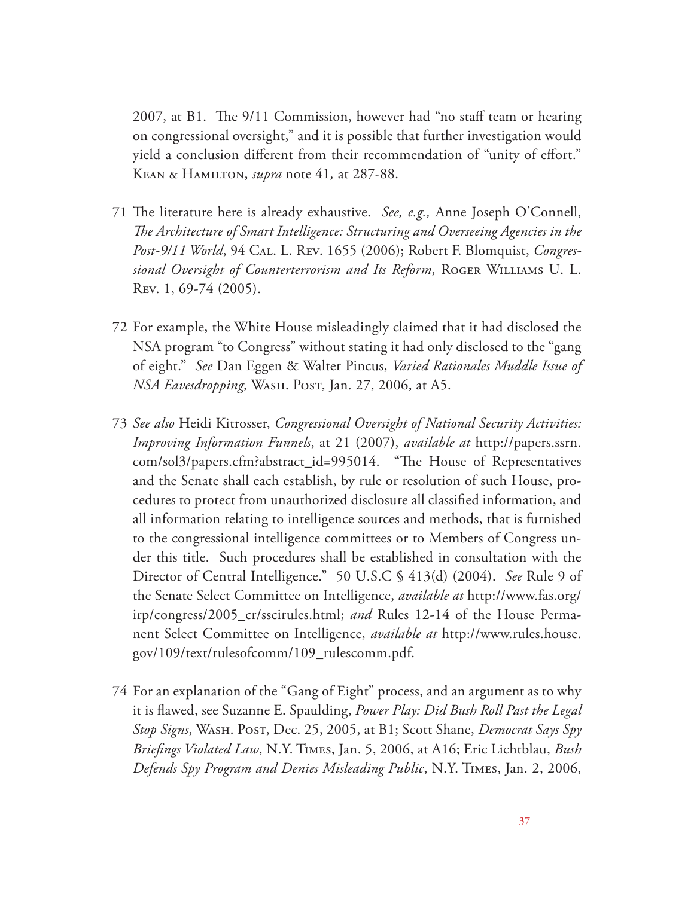2007, at B1. The 9/11 Commission, however had "no staff team or hearing on congressional oversight," and it is possible that further investigation would yield a conclusion different from their recommendation of "unity of effort." Kean & Hamilton, *supra* note 41*,* at 287-88.

71 The literature here is already exhaustive. *See, e.g.,* Anne Joseph O'Connell, *The Architecture of Smart Intelligence: Structuring and Overseeing Agencies in the Post-9/11 World*, 94 Cal. L. Rev. 1655 (2006); Robert F. Blomquist, *Congressional Oversight of Counterterrorism and Its Reform*, Roger Williams U. L. Rev. 1, 69-74 (2005).

72 For example, the White House misleadingly claimed that it had disclosed the NSA program "to Congress" without stating it had only disclosed to the "gang of eight." *See* Dan Eggen & Walter Pincus, *Varied Rationales Muddle Issue of NSA Eavesdropping*, Wash. Post, Jan. 27, 2006, at A5.

73 *See also* Heidi Kitrosser, *Congressional Oversight of National Security Activities: Improving Information Funnels*, at 21 (2007), *available at* http://papers.ssrn.com/sol3/papers.cfm?abstract_id=995014. "The House of Representatives and the Senate shall each establish, by rule or resolution of such House, procedures to protect from unauthorized disclosure all classified information, and all information relating to intelligence sources and methods, that is furnished to the congressional intelligence committees or to Members of Congress under this title. Such procedures shall be established in consultation with the Director of Central Intelligence." 50 U.S.C § 413(d) (2004). *See* Rule 9 of the Senate Select Committee on Intelligence, *available at* http://www.fas.org/irp/congress/2005_cr/sscirules.html; *and* Rules 12-14 of the House Permanent Select Committee on Intelligence, *available at* http://www.rules.house.gov/109/text/rulesofcomm/109_rulescomm.pdf.

74 For an explanation of the "Gang of Eight" process, and an argument as to why it is flawed, see Suzanne E. Spaulding, *Power Play: Did Bush Roll Past the Legal Stop Signs*, Wash. Post, Dec. 25, 2005, at B1; Scott Shane, *Democrat Says Spy Briefings Violated Law*, N.Y. Times, Jan. 5, 2006, at A16; Eric Lichtblau, *Bush Defends Spy Program and Denies Misleading Public*, N.Y. Times, Jan. 2, 2006,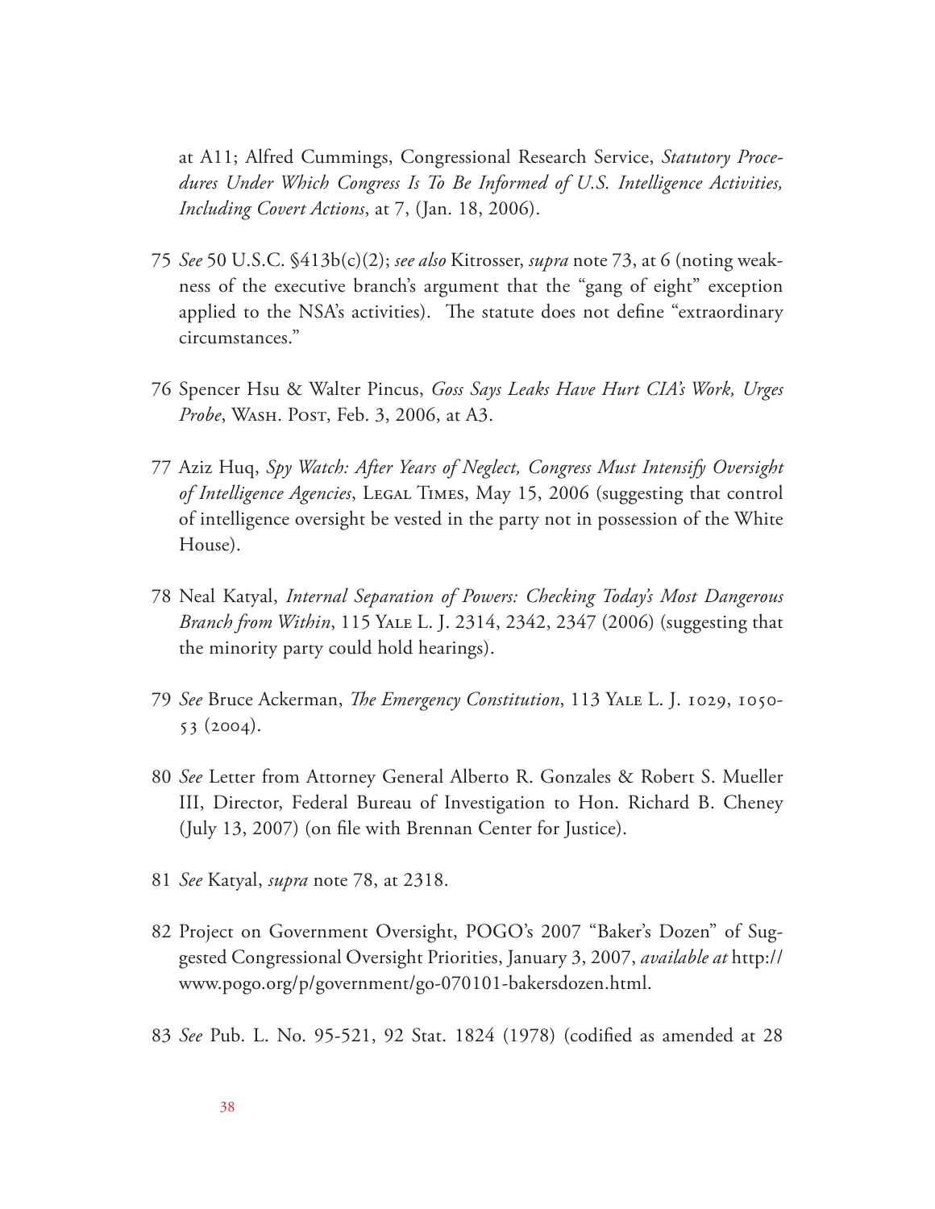at A11; Alfred Cummings, Congressional Research Service, *Statutory Procedures Under Which Congress Is To Be Informed of U.S. Intelligence Activities, Including Covert Actions*, at 7, (Jan. 18, 2006).

75 *See* 50 U.S.C. §413b(c)(2); *see also* Kitrosser, *supra* note 73, at 6 (noting weakness of the executive branch's argument that the "gang of eight" exception applied to the NSA's activities). The statute does not define "extraordinary circumstances."

76 Spencer Hsu & Walter Pincus, *Goss Says Leaks Have Hurt CIA's Work, Urges Probe*, Wash. Post, Feb. 3, 2006, at A3.

77 Aziz Huq, *Spy Watch: After Years of Neglect, Congress Must Intensify Oversight of Intelligence Agencies*, Legal Times, May 15, 2006 (suggesting that control of intelligence oversight be vested in the party not in possession of the White House).

78 Neal Katyal, *Internal Separation of Powers: Checking Today's Most Dangerous Branch from Within*, 115 Yale L. J. 2314, 2342, 2347 (2006) (suggesting that the minority party could hold hearings).

79 *See* Bruce Ackerman, *The Emergency Constitution*, 113 Yale L. J. 1029, 1050-53 (2004).

80 *See* Letter from Attorney General Alberto R. Gonzales & Robert S. Mueller III, Director, Federal Bureau of Investigation to Hon. Richard B. Cheney (July 13, 2007) (on file with Brennan Center for Justice).

81 *See* Katyal, *supra* note 78, at 2318.

82 Project on Government Oversight, POGO's 2007 "Baker's Dozen" of Suggested Congressional Oversight Priorities, January 3, 2007, *available at* http://www.pogo.org/p/government/go-070101-bakersdozen.html.

83 *See* Pub. L. No. 95-521, 92 Stat. 1824 (1978) (codified as amended at 28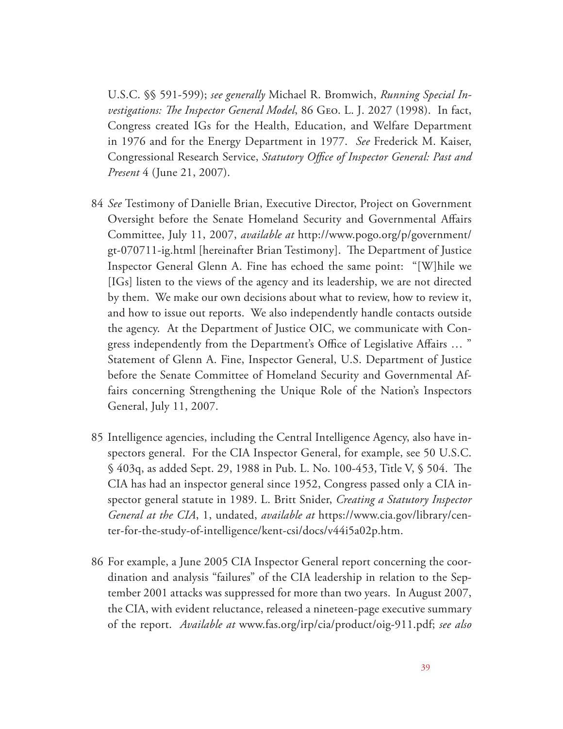U.S.C. §§ 591-599); *see generally* Michael R. Bromwich, *Running Special Investigations: The Inspector General Model*, 86 Geo. L. J. 2027 (1998). In fact, Congress created IGs for the Health, Education, and Welfare Department in 1976 and for the Energy Department in 1977. *See* Frederick M. Kaiser, Congressional Research Service, *Statutory Office of Inspector General: Past and Present* 4 (June 21, 2007).

84 *See* Testimony of Danielle Brian, Executive Director, Project on Government Oversight before the Senate Homeland Security and Governmental Affairs Committee, July 11, 2007, *available at* http://www.pogo.org/p/government/gt-070711-ig.html [hereinafter Brian Testimony]. The Department of Justice Inspector General Glenn A. Fine has echoed the same point: "[W]hile we [IGs] listen to the views of the agency and its leadership, we are not directed by them. We make our own decisions about what to review, how to review it, and how to issue out reports. We also independently handle contacts outside the agency. At the Department of Justice OIC, we communicate with Congress independently from the Department's Office of Legislative Affairs … " Statement of Glenn A. Fine, Inspector General, U.S. Department of Justice before the Senate Committee of Homeland Security and Governmental Affairs concerning Strengthening the Unique Role of the Nation's Inspectors General, July 11, 2007.

85 Intelligence agencies, including the Central Intelligence Agency, also have inspectors general. For the CIA Inspector General, for example, see 50 U.S.C. § 403q, as added Sept. 29, 1988 in Pub. L. No. 100-453, Title V, § 504. The CIA has had an inspector general since 1952, Congress passed only a CIA inspector general statute in 1989. L. Britt Snider, *Creating a Statutory Inspector General at the CIA*, 1, undated, *available at* https://www.cia.gov/library/center-for-the-study-of-intelligence/kent-csi/docs/v44i5a02p.htm.

86 For example, a June 2005 CIA Inspector General report concerning the coordination and analysis "failures" of the CIA leadership in relation to the September 2001 attacks was suppressed for more than two years. In August 2007, the CIA, with evident reluctance, released a nineteen-page executive summary of the report. *Available at* www.fas.org/irp/cia/product/oig-911.pdf; *see also*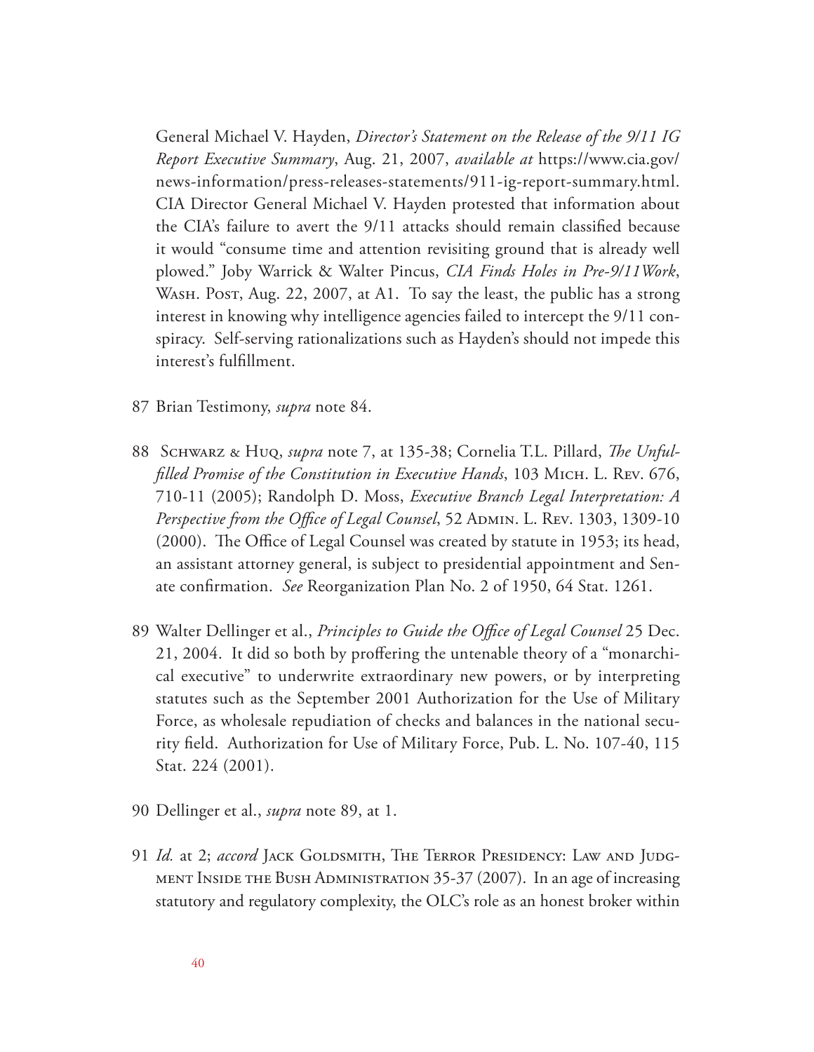General Michael V. Hayden, *Director's Statement on the Release of the 9/11 IG Report Executive Summary*, Aug. 21, 2007, *available at* https://www.cia.gov/news-information/press-releases-statements/911-ig-report-summary.html. CIA Director General Michael V. Hayden protested that information about the CIA's failure to avert the 9/11 attacks should remain classified because it would "consume time and attention revisiting ground that is already well plowed." Joby Warrick & Walter Pincus, *CIA Finds Holes in Pre-9/11Work*, Wash. Post, Aug. 22, 2007, at A1. To say the least, the public has a strong interest in knowing why intelligence agencies failed to intercept the 9/11 conspiracy. Self-serving rationalizations such as Hayden's should not impede this interest's fulfillment.

87 Brian Testimony, *supra* note 84.

88 Schwarz & Huq, *supra* note 7, at 135-38; Cornelia T.L. Pillard, *The Unfulfilled Promise of the Constitution in Executive Hands*, 103 Mich. L. Rev. 676, 710-11 (2005); Randolph D. Moss, *Executive Branch Legal Interpretation: A Perspective from the Office of Legal Counsel*, 52 Admin. L. Rev. 1303, 1309-10 (2000). The Office of Legal Counsel was created by statute in 1953; its head, an assistant attorney general, is subject to presidential appointment and Senate confirmation. *See* Reorganization Plan No. 2 of 1950, 64 Stat. 1261.

89 Walter Dellinger et al., *Principles to Guide the Office of Legal Counsel* 25 Dec. 21, 2004. It did so both by proffering the untenable theory of a "monarchical executive" to underwrite extraordinary new powers, or by interpreting statutes such as the September 2001 Authorization for the Use of Military Force, as wholesale repudiation of checks and balances in the national security field. Authorization for Use of Military Force, Pub. L. No. 107-40, 115 Stat. 224 (2001).

90 Dellinger et al., *supra* note 89, at 1.

91 *Id.* at 2; *accord* Jack Goldsmith, The Terror Presidency: Law and Judgment Inside the Bush Administration 35-37 (2007). In an age of increasing statutory and regulatory complexity, the OLC's role as an honest broker within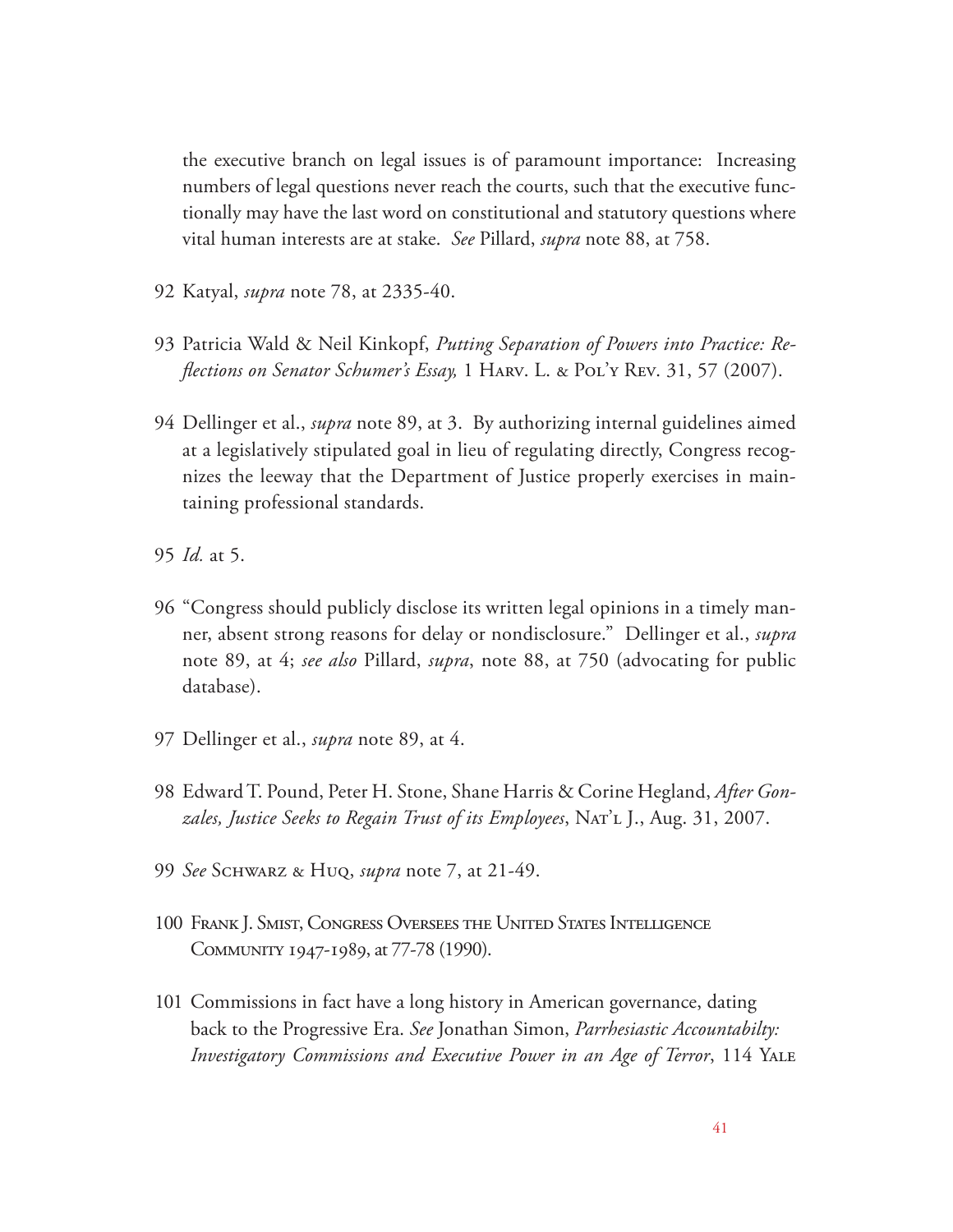the executive branch on legal issues is of paramount importance: Increasing numbers of legal questions never reach the courts, such that the executive functionally may have the last word on constitutional and statutory questions where vital human interests are at stake. *See* Pillard, *supra* note 88, at 758.

92 Katyal, *supra* note 78, at 2335-40.

93 Patricia Wald & Neil Kinkopf, *Putting Separation of Powers into Practice: Reflections on Senator Schumer's Essay,* 1 Harv. L. & Pol'y Rev. 31, 57 (2007).

94 Dellinger et al., *supra* note 89, at 3. By authorizing internal guidelines aimed at a legislatively stipulated goal in lieu of regulating directly, Congress recognizes the leeway that the Department of Justice properly exercises in maintaining professional standards.

95 *Id.* at 5.

96 "Congress should publicly disclose its written legal opinions in a timely manner, absent strong reasons for delay or nondisclosure." Dellinger et al., *supra* note 89, at 4; *see also* Pillard, *supra*, note 88, at 750 (advocating for public database).

97 Dellinger et al., *supra* note 89, at 4.

98 Edward T. Pound, Peter H. Stone, Shane Harris & Corine Hegland, *After Gonzales, Justice Seeks to Regain Trust of its Employees*, Nat'l J., Aug. 31, 2007.

99 *See* Schwarz & Huq, *supra* note 7, at 21-49.

100 Frank J. Smist, Congress Oversees the United States Intelligence Community 1947-1989, at 77-78 (1990).

101 Commissions in fact have a long history in American governance, dating back to the Progressive Era. *See* Jonathan Simon, *Parrhesiastic Accountabilty: Investigatory Commissions and Executive Power in an Age of Terror*, 114 Yale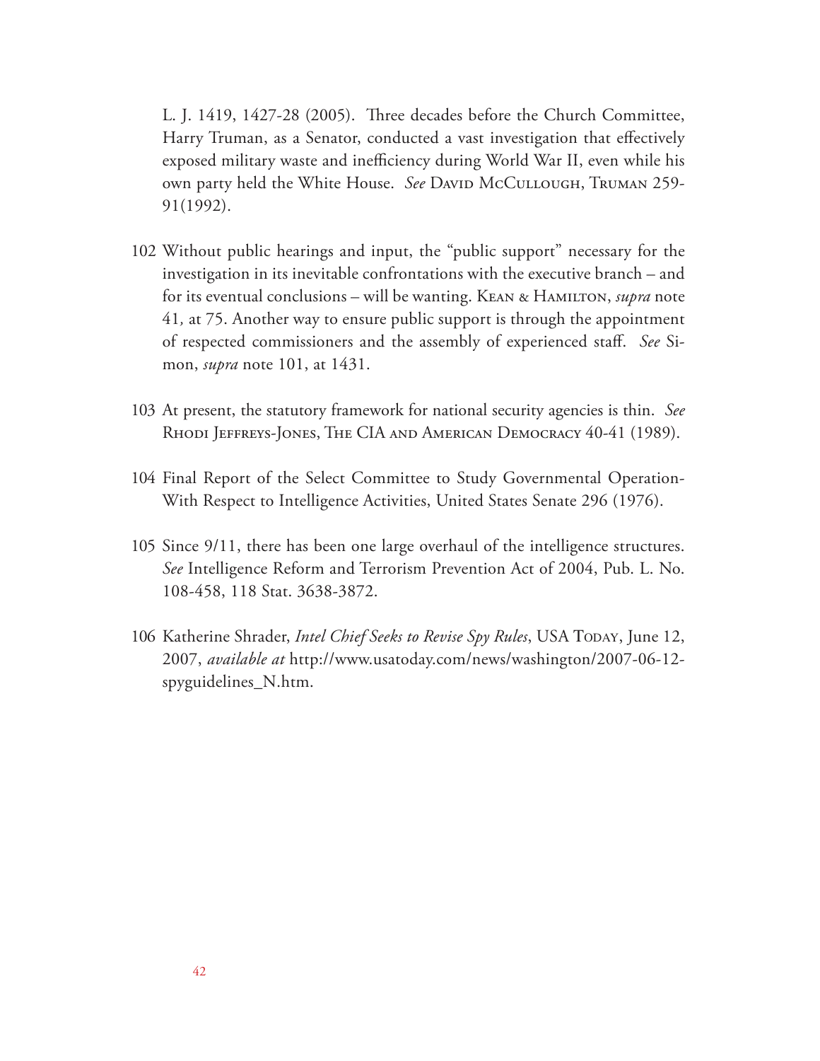L. J. 1419, 1427-28 (2005). Three decades before the Church Committee, Harry Truman, as a Senator, conducted a vast investigation that effectively exposed military waste and inefficiency during World War II, even while his own party held the White House. *See* David McCullough, Truman 259-91(1992).

102 Without public hearings and input, the "public support" necessary for the investigation in its inevitable confrontations with the executive branch – and for its eventual conclusions – will be wanting. Kean & Hamilton, *supra* note 41*,* at 75. Another way to ensure public support is through the appointment of respected commissioners and the assembly of experienced staff. *See* Simon, *supra* note 101, at 1431.

103 At present, the statutory framework for national security agencies is thin. *See* Rhodi Jeffreys-Jones, The CIA and American Democracy 40-41 (1989).

104 Final Report of the Select Committee to Study Governmental Operation-With Respect to Intelligence Activities, United States Senate 296 (1976).

105 Since 9/11, there has been one large overhaul of the intelligence structures. *See* Intelligence Reform and Terrorism Prevention Act of 2004, Pub. L. No. 108-458, 118 Stat. 3638-3872.

106 Katherine Shrader, *Intel Chief Seeks to Revise Spy Rules*, USA Today, June 12, 2007, *available at* http://www.usatoday.com/news/washington/2007-06-12-spyguidelines_N.htm.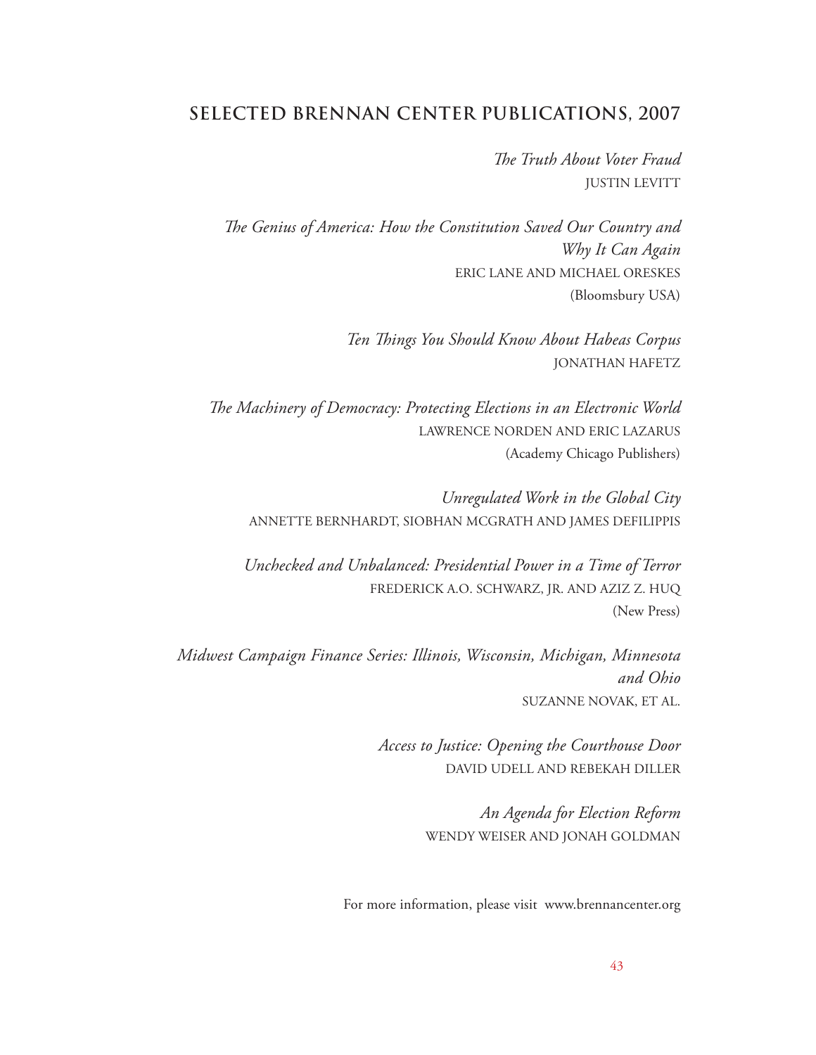## SELECTED BRENNAN CENTER PUBLICATIONS, 2007

*The Truth About Voter Fraud*
JUSTIN LEVITT

*The Genius of America: How the Constitution Saved Our Country and Why It Can Again*
ERIC LANE AND MICHAEL ORESKES
(Bloomsbury USA)

*Ten Things You Should Know About Habeas Corpus*
JONATHAN HAFETZ

*The Machinery of Democracy: Protecting Elections in an Electronic World*
LAWRENCE NORDEN AND ERIC LAZARUS
(Academy Chicago Publishers)

*Unregulated Work in the Global City*
ANNETTE BERNHARDT, SIOBHAN MCGRATH AND JAMES DEFILIPPIS

*Unchecked and Unbalanced: Presidential Power in a Time of Terror*
FREDERICK A.O. SCHWARZ, JR. AND AZIZ Z. HUQ
(New Press)

*Midwest Campaign Finance Series: Illinois, Wisconsin, Michigan, Minnesota and Ohio*
SUZANNE NOVAK, ET AL.

*Access to Justice: Opening the Courthouse Door*
DAVID UDELL AND REBEKAH DILLER

*An Agenda for Election Reform*
WENDY WEISER AND JONAH GOLDMAN

For more information, please visit www.brennancenter.org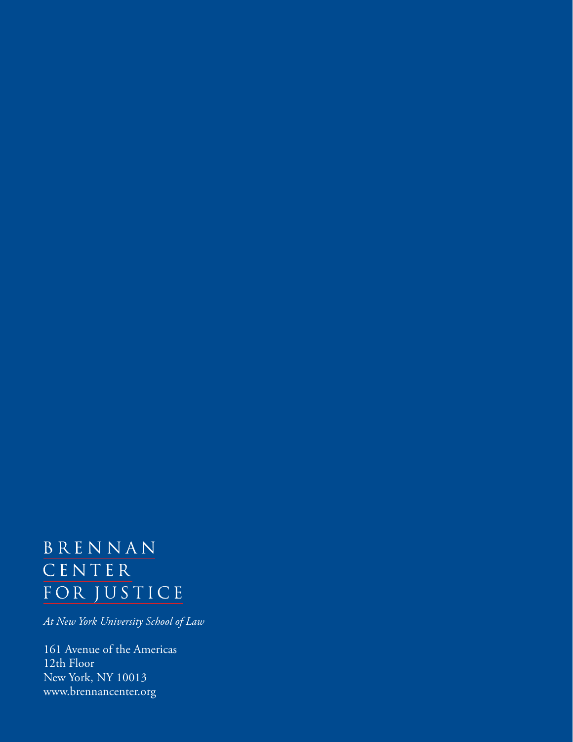BRENNAN
CENTER
FOR JUSTICE

*At New York University School of Law*

161 Avenue of the Americas
12th Floor
New York, NY 10013
www.brennancenter.org